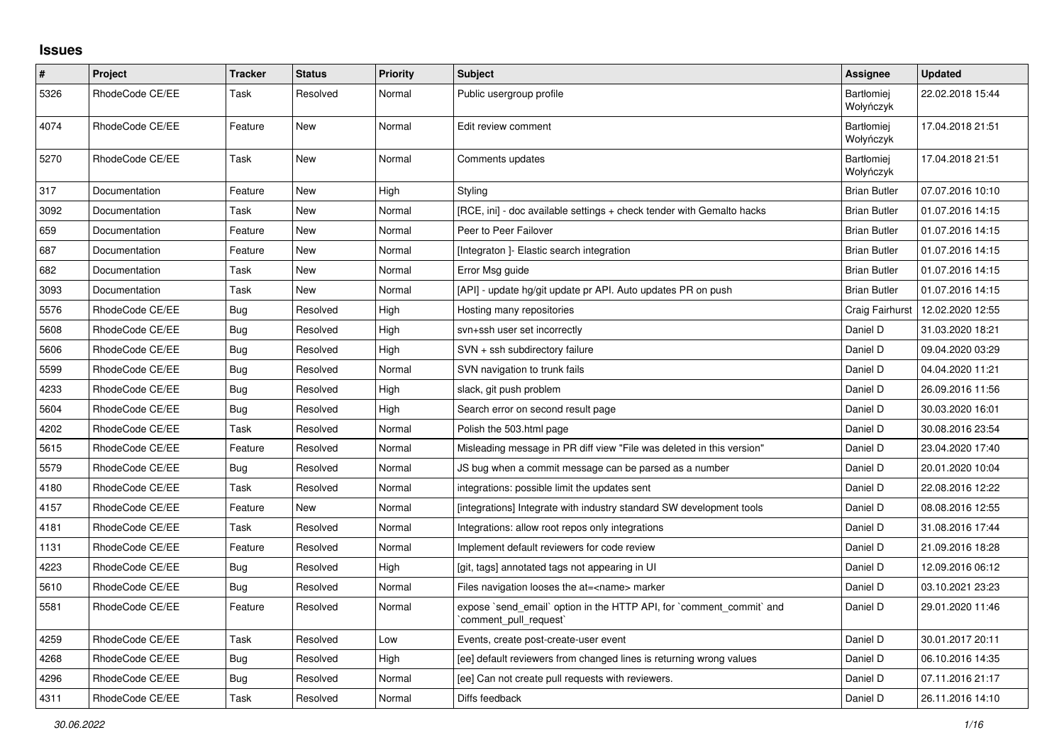# Issues

| # | Project | Tracker | Status | Priority | Subject | Assignee | Updated |
|---|---|---|---|---|---|---|---|
| 5326 | RhodeCode CE/EE | Task | Resolved | Normal | Public usergroup profile | Bartłomiej Wołyńczyk | 22.02.2018 15:44 |
| 4074 | RhodeCode CE/EE | Feature | New | Normal | Edit review comment | Bartłomiej Wołyńczyk | 17.04.2018 21:51 |
| 5270 | RhodeCode CE/EE | Task | New | Normal | Comments updates | Bartłomiej Wołyńczyk | 17.04.2018 21:51 |
| 317 | Documentation | Feature | New | High | Styling | Brian Butler | 07.07.2016 10:10 |
| 3092 | Documentation | Task | New | Normal | [RCE, ini] - doc available settings + check tender with Gemalto hacks | Brian Butler | 01.07.2016 14:15 |
| 659 | Documentation | Feature | New | Normal | Peer to Peer Failover | Brian Butler | 01.07.2016 14:15 |
| 687 | Documentation | Feature | New | Normal | [Integraton ]- Elastic search integration | Brian Butler | 01.07.2016 14:15 |
| 682 | Documentation | Task | New | Normal | Error Msg guide | Brian Butler | 01.07.2016 14:15 |
| 3093 | Documentation | Task | New | Normal | [API] - update hg/git update pr API. Auto updates PR on push | Brian Butler | 01.07.2016 14:15 |
| 5576 | RhodeCode CE/EE | Bug | Resolved | High | Hosting many repositories | Craig Fairhurst | 12.02.2020 12:55 |
| 5608 | RhodeCode CE/EE | Bug | Resolved | High | svn+ssh user set incorrectly | Daniel D | 31.03.2020 18:21 |
| 5606 | RhodeCode CE/EE | Bug | Resolved | High | SVN + ssh subdirectory failure | Daniel D | 09.04.2020 03:29 |
| 5599 | RhodeCode CE/EE | Bug | Resolved | Normal | SVN navigation to trunk fails | Daniel D | 04.04.2020 11:21 |
| 4233 | RhodeCode CE/EE | Bug | Resolved | High | slack, git push problem | Daniel D | 26.09.2016 11:56 |
| 5604 | RhodeCode CE/EE | Bug | Resolved | High | Search error on second result page | Daniel D | 30.03.2020 16:01 |
| 4202 | RhodeCode CE/EE | Task | Resolved | Normal | Polish the 503.html page | Daniel D | 30.08.2016 23:54 |
| 5615 | RhodeCode CE/EE | Feature | Resolved | Normal | Misleading message in PR diff view "File was deleted in this version" | Daniel D | 23.04.2020 17:40 |
| 5579 | RhodeCode CE/EE | Bug | Resolved | Normal | JS bug when a commit message can be parsed as a number | Daniel D | 20.01.2020 10:04 |
| 4180 | RhodeCode CE/EE | Task | Resolved | Normal | integrations: possible limit the updates sent | Daniel D | 22.08.2016 12:22 |
| 4157 | RhodeCode CE/EE | Feature | New | Normal | [integrations] Integrate with industry standard SW development tools | Daniel D | 08.08.2016 12:55 |
| 4181 | RhodeCode CE/EE | Task | Resolved | Normal | Integrations: allow root repos only integrations | Daniel D | 31.08.2016 17:44 |
| 1131 | RhodeCode CE/EE | Feature | Resolved | Normal | Implement default reviewers for code review | Daniel D | 21.09.2016 18:28 |
| 4223 | RhodeCode CE/EE | Bug | Resolved | High | [git, tags] annotated tags not appearing in UI | Daniel D | 12.09.2016 06:12 |
| 5610 | RhodeCode CE/EE | Bug | Resolved | Normal | Files navigation looses the at=<name> marker | Daniel D | 03.10.2021 23:23 |
| 5581 | RhodeCode CE/EE | Feature | Resolved | Normal | expose `send_email` option in the HTTP API, for `comment_commit` and `comment_pull_request` | Daniel D | 29.01.2020 11:46 |
| 4259 | RhodeCode CE/EE | Task | Resolved | Low | Events, create post-create-user event | Daniel D | 30.01.2017 20:11 |
| 4268 | RhodeCode CE/EE | Bug | Resolved | High | [ee] default reviewers from changed lines is returning wrong values | Daniel D | 06.10.2016 14:35 |
| 4296 | RhodeCode CE/EE | Bug | Resolved | Normal | [ee] Can not create pull requests with reviewers. | Daniel D | 07.11.2016 21:17 |
| 4311 | RhodeCode CE/EE | Task | Resolved | Normal | Diffs feedback | Daniel D | 26.11.2016 14:10 |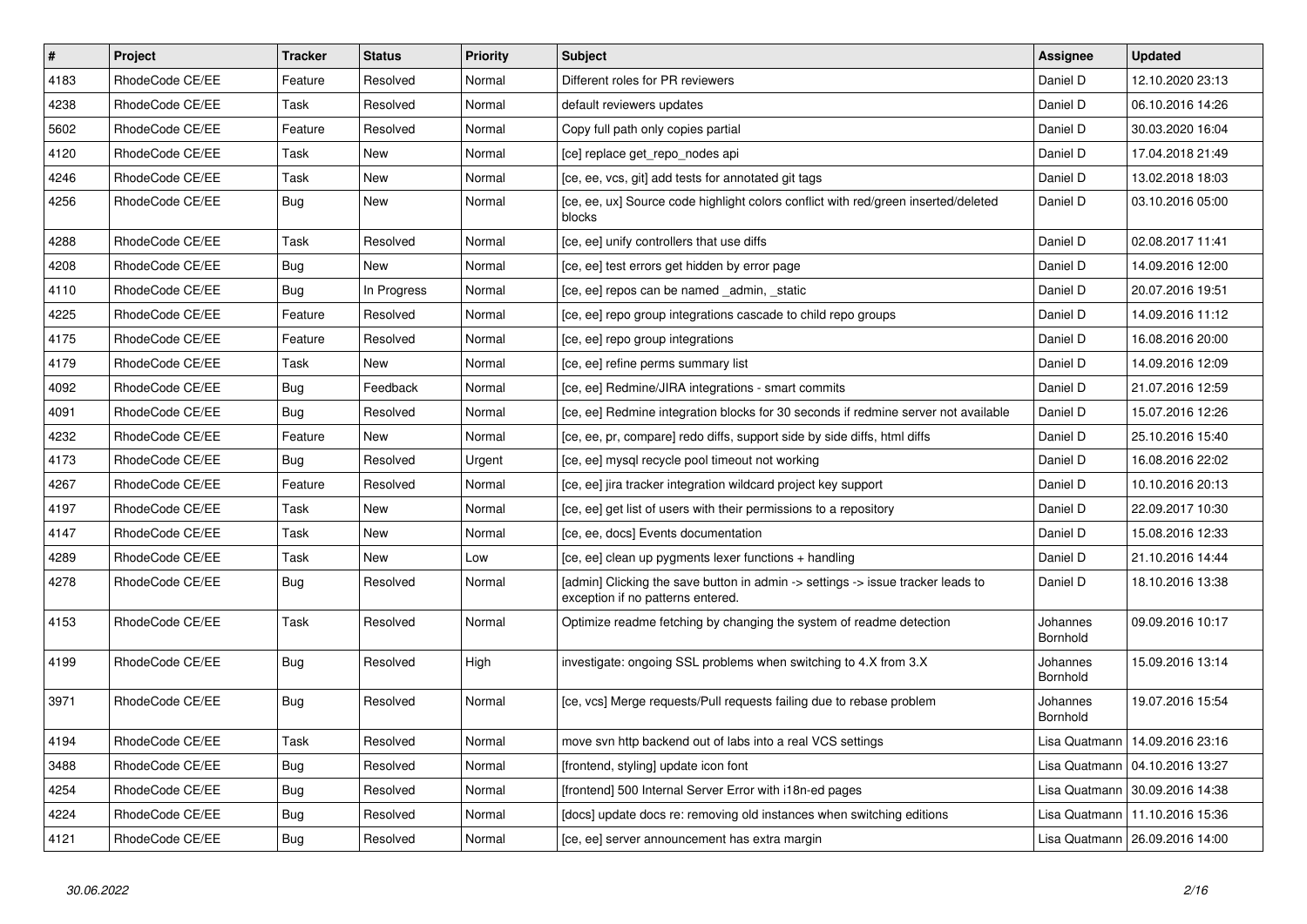| # | Project | Tracker | Status | Priority | Subject | Assignee | Updated |
|---|---|---|---|---|---|---|---|
| 4183 | RhodeCode CE/EE | Feature | Resolved | Normal | Different roles for PR reviewers | Daniel D | 12.10.2020 23:13 |
| 4238 | RhodeCode CE/EE | Task | Resolved | Normal | default reviewers updates | Daniel D | 06.10.2016 14:26 |
| 5602 | RhodeCode CE/EE | Feature | Resolved | Normal | Copy full path only copies partial | Daniel D | 30.03.2020 16:04 |
| 4120 | RhodeCode CE/EE | Task | New | Normal | [ce] replace get_repo_nodes api | Daniel D | 17.04.2018 21:49 |
| 4246 | RhodeCode CE/EE | Task | New | Normal | [ce, ee, vcs, git] add tests for annotated git tags | Daniel D | 13.02.2018 18:03 |
| 4256 | RhodeCode CE/EE | Bug | New | Normal | [ce, ee, ux] Source code highlight colors conflict with red/green inserted/deleted blocks | Daniel D | 03.10.2016 05:00 |
| 4288 | RhodeCode CE/EE | Task | Resolved | Normal | [ce, ee] unify controllers that use diffs | Daniel D | 02.08.2017 11:41 |
| 4208 | RhodeCode CE/EE | Bug | New | Normal | [ce, ee] test errors get hidden by error page | Daniel D | 14.09.2016 12:00 |
| 4110 | RhodeCode CE/EE | Bug | In Progress | Normal | [ce, ee] repos can be named _admin, _static | Daniel D | 20.07.2016 19:51 |
| 4225 | RhodeCode CE/EE | Feature | Resolved | Normal | [ce, ee] repo group integrations cascade to child repo groups | Daniel D | 14.09.2016 11:12 |
| 4175 | RhodeCode CE/EE | Feature | Resolved | Normal | [ce, ee] repo group integrations | Daniel D | 16.08.2016 20:00 |
| 4179 | RhodeCode CE/EE | Task | New | Normal | [ce, ee] refine perms summary list | Daniel D | 14.09.2016 12:09 |
| 4092 | RhodeCode CE/EE | Bug | Feedback | Normal | [ce, ee] Redmine/JIRA integrations - smart commits | Daniel D | 21.07.2016 12:59 |
| 4091 | RhodeCode CE/EE | Bug | Resolved | Normal | [ce, ee] Redmine integration blocks for 30 seconds if redmine server not available | Daniel D | 15.07.2016 12:26 |
| 4232 | RhodeCode CE/EE | Feature | New | Normal | [ce, ee, pr, compare] redo diffs, support side by side diffs, html diffs | Daniel D | 25.10.2016 15:40 |
| 4173 | RhodeCode CE/EE | Bug | Resolved | Urgent | [ce, ee] mysql recycle pool timeout not working | Daniel D | 16.08.2016 22:02 |
| 4267 | RhodeCode CE/EE | Feature | Resolved | Normal | [ce, ee] jira tracker integration wildcard project key support | Daniel D | 10.10.2016 20:13 |
| 4197 | RhodeCode CE/EE | Task | New | Normal | [ce, ee] get list of users with their permissions to a repository | Daniel D | 22.09.2017 10:30 |
| 4147 | RhodeCode CE/EE | Task | New | Normal | [ce, ee, docs] Events documentation | Daniel D | 15.08.2016 12:33 |
| 4289 | RhodeCode CE/EE | Task | New | Low | [ce, ee] clean up pygments lexer functions + handling | Daniel D | 21.10.2016 14:44 |
| 4278 | RhodeCode CE/EE | Bug | Resolved | Normal | [admin] Clicking the save button in admin -> settings -> issue tracker leads to exception if no patterns entered. | Daniel D | 18.10.2016 13:38 |
| 4153 | RhodeCode CE/EE | Task | Resolved | Normal | Optimize readme fetching by changing the system of readme detection | Johannes Bornhold | 09.09.2016 10:17 |
| 4199 | RhodeCode CE/EE | Bug | Resolved | High | investigate: ongoing SSL problems when switching to 4.X from 3.X | Johannes Bornhold | 15.09.2016 13:14 |
| 3971 | RhodeCode CE/EE | Bug | Resolved | Normal | [ce, vcs] Merge requests/Pull requests failing due to rebase problem | Johannes Bornhold | 19.07.2016 15:54 |
| 4194 | RhodeCode CE/EE | Task | Resolved | Normal | move svn http backend out of labs into a real VCS settings | Lisa Quatmann | 14.09.2016 23:16 |
| 3488 | RhodeCode CE/EE | Bug | Resolved | Normal | [frontend, styling] update icon font | Lisa Quatmann | 04.10.2016 13:27 |
| 4254 | RhodeCode CE/EE | Bug | Resolved | Normal | [frontend] 500 Internal Server Error with i18n-ed pages | Lisa Quatmann | 30.09.2016 14:38 |
| 4224 | RhodeCode CE/EE | Bug | Resolved | Normal | [docs] update docs re: removing old instances when switching editions | Lisa Quatmann | 11.10.2016 15:36 |
| 4121 | RhodeCode CE/EE | Bug | Resolved | Normal | [ce, ee] server announcement has extra margin | Lisa Quatmann | 26.09.2016 14:00 |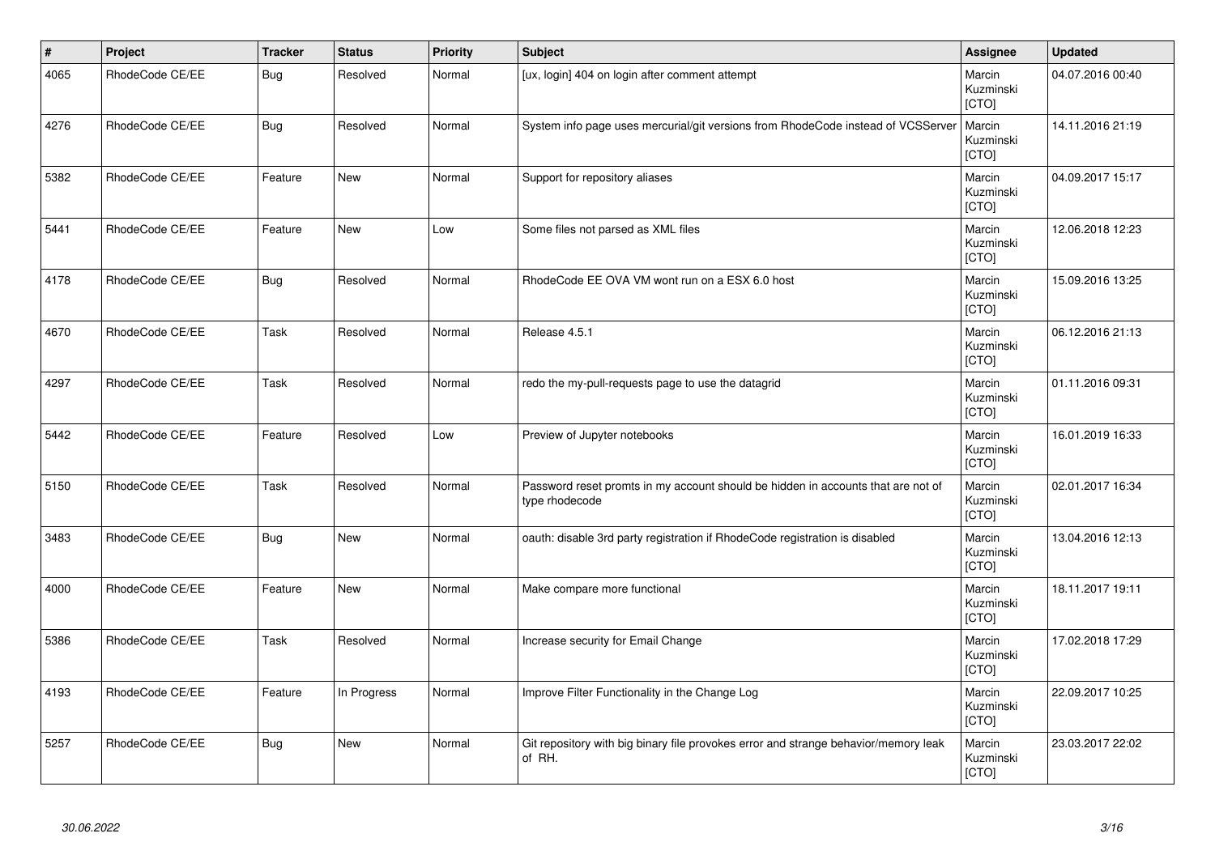| # | Project | Tracker | Status | Priority | Subject | Assignee | Updated |
|---|---|---|---|---|---|---|---|
| 4065 | RhodeCode CE/EE | Bug | Resolved | Normal | [ux, login] 404 on login after comment attempt | Marcin Kuzminski [CTO] | 04.07.2016 00:40 |
| 4276 | RhodeCode CE/EE | Bug | Resolved | Normal | System info page uses mercurial/git versions from RhodeCode instead of VCSServer | Marcin Kuzminski [CTO] | 14.11.2016 21:19 |
| 5382 | RhodeCode CE/EE | Feature | New | Normal | Support for repository aliases | Marcin Kuzminski [CTO] | 04.09.2017 15:17 |
| 5441 | RhodeCode CE/EE | Feature | New | Low | Some files not parsed as XML files | Marcin Kuzminski [CTO] | 12.06.2018 12:23 |
| 4178 | RhodeCode CE/EE | Bug | Resolved | Normal | RhodeCode EE OVA VM wont run on a ESX 6.0 host | Marcin Kuzminski [CTO] | 15.09.2016 13:25 |
| 4670 | RhodeCode CE/EE | Task | Resolved | Normal | Release 4.5.1 | Marcin Kuzminski [CTO] | 06.12.2016 21:13 |
| 4297 | RhodeCode CE/EE | Task | Resolved | Normal | redo the my-pull-requests page to use the datagrid | Marcin Kuzminski [CTO] | 01.11.2016 09:31 |
| 5442 | RhodeCode CE/EE | Feature | Resolved | Low | Preview of Jupyter notebooks | Marcin Kuzminski [CTO] | 16.01.2019 16:33 |
| 5150 | RhodeCode CE/EE | Task | Resolved | Normal | Password reset promts in my account should be hidden in accounts that are not of type rhodecode | Marcin Kuzminski [CTO] | 02.01.2017 16:34 |
| 3483 | RhodeCode CE/EE | Bug | New | Normal | oauth: disable 3rd party registration if RhodeCode registration is disabled | Marcin Kuzminski [CTO] | 13.04.2016 12:13 |
| 4000 | RhodeCode CE/EE | Feature | New | Normal | Make compare more functional | Marcin Kuzminski [CTO] | 18.11.2017 19:11 |
| 5386 | RhodeCode CE/EE | Task | Resolved | Normal | Increase security for Email Change | Marcin Kuzminski [CTO] | 17.02.2018 17:29 |
| 4193 | RhodeCode CE/EE | Feature | In Progress | Normal | Improve Filter Functionality in the Change Log | Marcin Kuzminski [CTO] | 22.09.2017 10:25 |
| 5257 | RhodeCode CE/EE | Bug | New | Normal | Git repository with big binary file provokes error and strange behavior/memory leak of RH. | Marcin Kuzminski [CTO] | 23.03.2017 22:02 |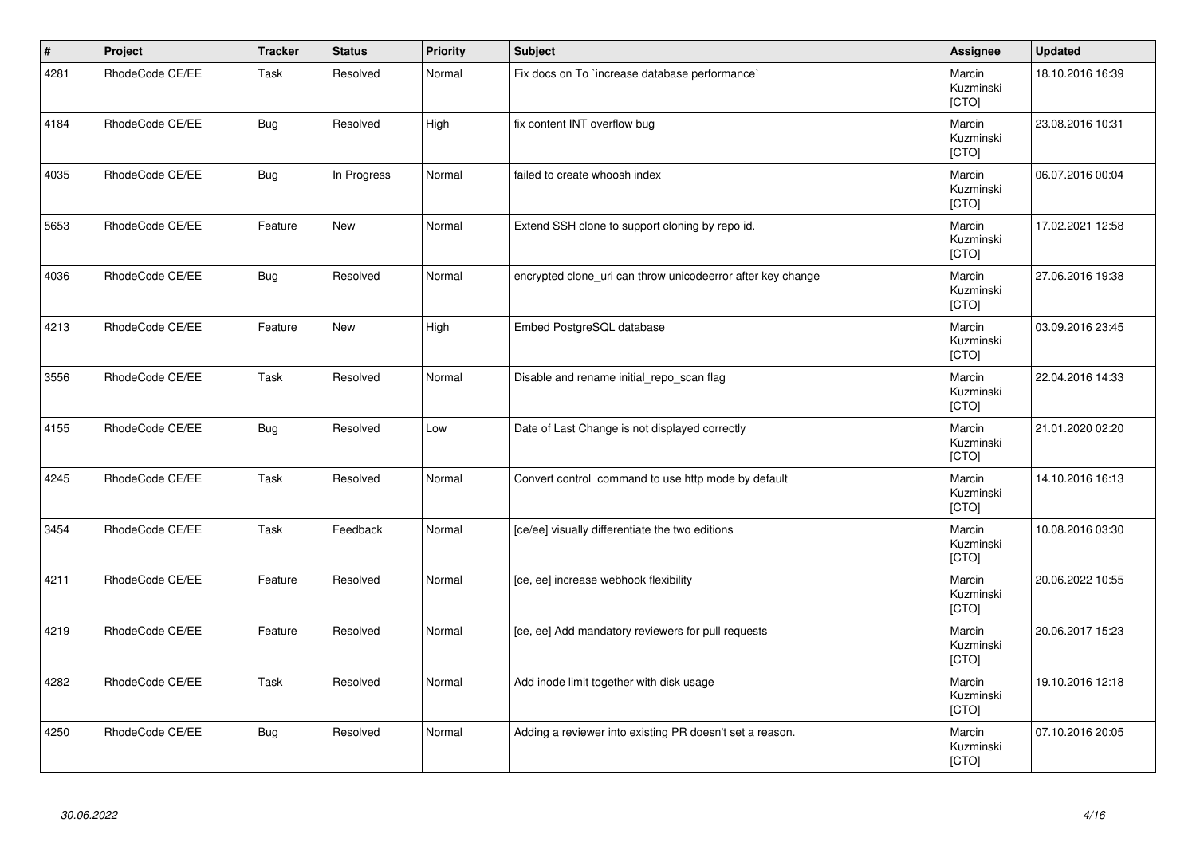| # | Project | Tracker | Status | Priority | Subject | Assignee | Updated |
|---|---|---|---|---|---|---|---|
| 4281 | RhodeCode CE/EE | Task | Resolved | Normal | Fix docs on To `increase database performance` | Marcin Kuzminski [CTO] | 18.10.2016 16:39 |
| 4184 | RhodeCode CE/EE | Bug | Resolved | High | fix content INT overflow bug | Marcin Kuzminski [CTO] | 23.08.2016 10:31 |
| 4035 | RhodeCode CE/EE | Bug | In Progress | Normal | failed to create whoosh index | Marcin Kuzminski [CTO] | 06.07.2016 00:04 |
| 5653 | RhodeCode CE/EE | Feature | New | Normal | Extend SSH clone to support cloning by repo id. | Marcin Kuzminski [CTO] | 17.02.2021 12:58 |
| 4036 | RhodeCode CE/EE | Bug | Resolved | Normal | encrypted clone_uri can throw unicodeerror after key change | Marcin Kuzminski [CTO] | 27.06.2016 19:38 |
| 4213 | RhodeCode CE/EE | Feature | New | High | Embed PostgreSQL database | Marcin Kuzminski [CTO] | 03.09.2016 23:45 |
| 3556 | RhodeCode CE/EE | Task | Resolved | Normal | Disable and rename initial_repo_scan flag | Marcin Kuzminski [CTO] | 22.04.2016 14:33 |
| 4155 | RhodeCode CE/EE | Bug | Resolved | Low | Date of Last Change is not displayed correctly | Marcin Kuzminski [CTO] | 21.01.2020 02:20 |
| 4245 | RhodeCode CE/EE | Task | Resolved | Normal | Convert control command to use http mode by default | Marcin Kuzminski [CTO] | 14.10.2016 16:13 |
| 3454 | RhodeCode CE/EE | Task | Feedback | Normal | [ce/ee] visually differentiate the two editions | Marcin Kuzminski [CTO] | 10.08.2016 03:30 |
| 4211 | RhodeCode CE/EE | Feature | Resolved | Normal | [ce, ee] increase webhook flexibility | Marcin Kuzminski [CTO] | 20.06.2022 10:55 |
| 4219 | RhodeCode CE/EE | Feature | Resolved | Normal | [ce, ee] Add mandatory reviewers for pull requests | Marcin Kuzminski [CTO] | 20.06.2017 15:23 |
| 4282 | RhodeCode CE/EE | Task | Resolved | Normal | Add inode limit together with disk usage | Marcin Kuzminski [CTO] | 19.10.2016 12:18 |
| 4250 | RhodeCode CE/EE | Bug | Resolved | Normal | Adding a reviewer into existing PR doesn't set a reason. | Marcin Kuzminski [CTO] | 07.10.2016 20:05 |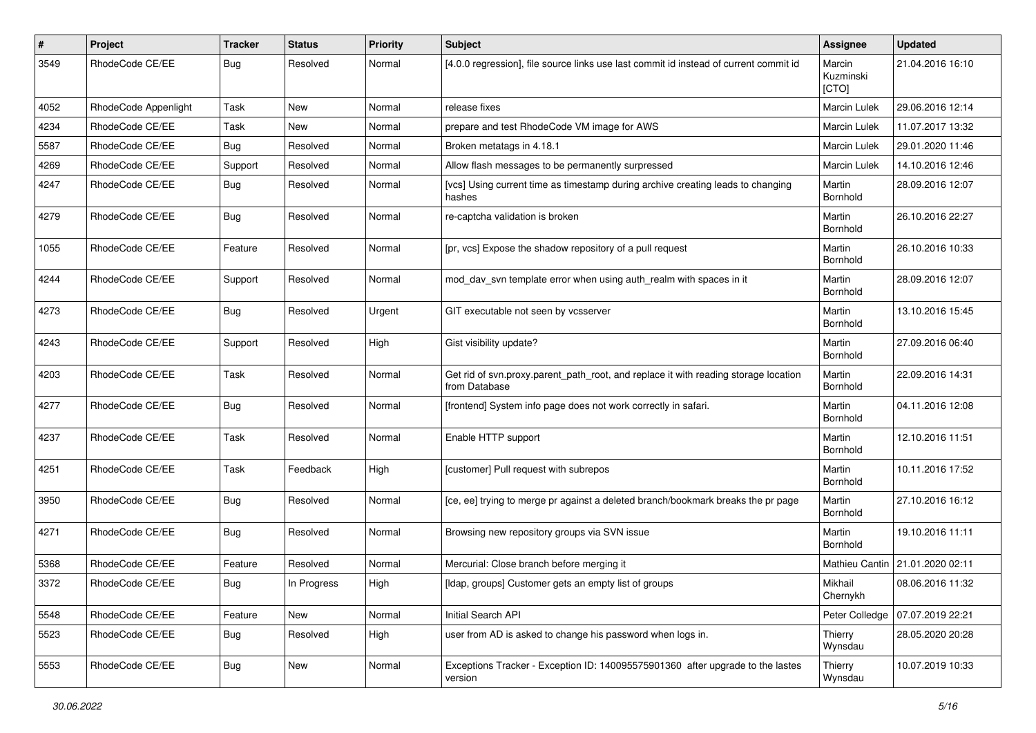| # | Project | Tracker | Status | Priority | Subject | Assignee | Updated |
|---|---|---|---|---|---|---|---|
| 3549 | RhodeCode CE/EE | Bug | Resolved | Normal | [4.0.0 regression], file source links use last commit id instead of current commit id | Marcin Kuzminski [CTO] | 21.04.2016 16:10 |
| 4052 | RhodeCode Appenlight | Task | New | Normal | release fixes | Marcin Lulek | 29.06.2016 12:14 |
| 4234 | RhodeCode CE/EE | Task | New | Normal | prepare and test RhodeCode VM image for AWS | Marcin Lulek | 11.07.2017 13:32 |
| 5587 | RhodeCode CE/EE | Bug | Resolved | Normal | Broken metatags in 4.18.1 | Marcin Lulek | 29.01.2020 11:46 |
| 4269 | RhodeCode CE/EE | Support | Resolved | Normal | Allow flash messages to be permanently surpressed | Marcin Lulek | 14.10.2016 12:46 |
| 4247 | RhodeCode CE/EE | Bug | Resolved | Normal | [vcs] Using current time as timestamp during archive creating leads to changing hashes | Martin Bornhold | 28.09.2016 12:07 |
| 4279 | RhodeCode CE/EE | Bug | Resolved | Normal | re-captcha validation is broken | Martin Bornhold | 26.10.2016 22:27 |
| 1055 | RhodeCode CE/EE | Feature | Resolved | Normal | [pr, vcs] Expose the shadow repository of a pull request | Martin Bornhold | 26.10.2016 10:33 |
| 4244 | RhodeCode CE/EE | Support | Resolved | Normal | mod_dav_svn template error when using auth_realm with spaces in it | Martin Bornhold | 28.09.2016 12:07 |
| 4273 | RhodeCode CE/EE | Bug | Resolved | Urgent | GIT executable not seen by vcsserver | Martin Bornhold | 13.10.2016 15:45 |
| 4243 | RhodeCode CE/EE | Support | Resolved | High | Gist visibility update? | Martin Bornhold | 27.09.2016 06:40 |
| 4203 | RhodeCode CE/EE | Task | Resolved | Normal | Get rid of svn.proxy.parent_path_root, and replace it with reading storage location from Database | Martin Bornhold | 22.09.2016 14:31 |
| 4277 | RhodeCode CE/EE | Bug | Resolved | Normal | [frontend] System info page does not work correctly in safari. | Martin Bornhold | 04.11.2016 12:08 |
| 4237 | RhodeCode CE/EE | Task | Resolved | Normal | Enable HTTP support | Martin Bornhold | 12.10.2016 11:51 |
| 4251 | RhodeCode CE/EE | Task | Feedback | High | [customer] Pull request with subrepos | Martin Bornhold | 10.11.2016 17:52 |
| 3950 | RhodeCode CE/EE | Bug | Resolved | Normal | [ce, ee] trying to merge pr against a deleted branch/bookmark breaks the pr page | Martin Bornhold | 27.10.2016 16:12 |
| 4271 | RhodeCode CE/EE | Bug | Resolved | Normal | Browsing new repository groups via SVN issue | Martin Bornhold | 19.10.2016 11:11 |
| 5368 | RhodeCode CE/EE | Feature | Resolved | Normal | Mercurial: Close branch before merging it | Mathieu Cantin | 21.01.2020 02:11 |
| 3372 | RhodeCode CE/EE | Bug | In Progress | High | [ldap, groups] Customer gets an empty list of groups | Mikhail Chernykh | 08.06.2016 11:32 |
| 5548 | RhodeCode CE/EE | Feature | New | Normal | Initial Search API | Peter Colledge | 07.07.2019 22:21 |
| 5523 | RhodeCode CE/EE | Bug | Resolved | High | user from AD is asked to change his password when logs in. | Thierry Wynsdau | 28.05.2020 20:28 |
| 5553 | RhodeCode CE/EE | Bug | New | Normal | Exceptions Tracker - Exception ID: 140095575901360 after upgrade to the lastes version | Thierry Wynsdau | 10.07.2019 10:33 |

*30.06.2022*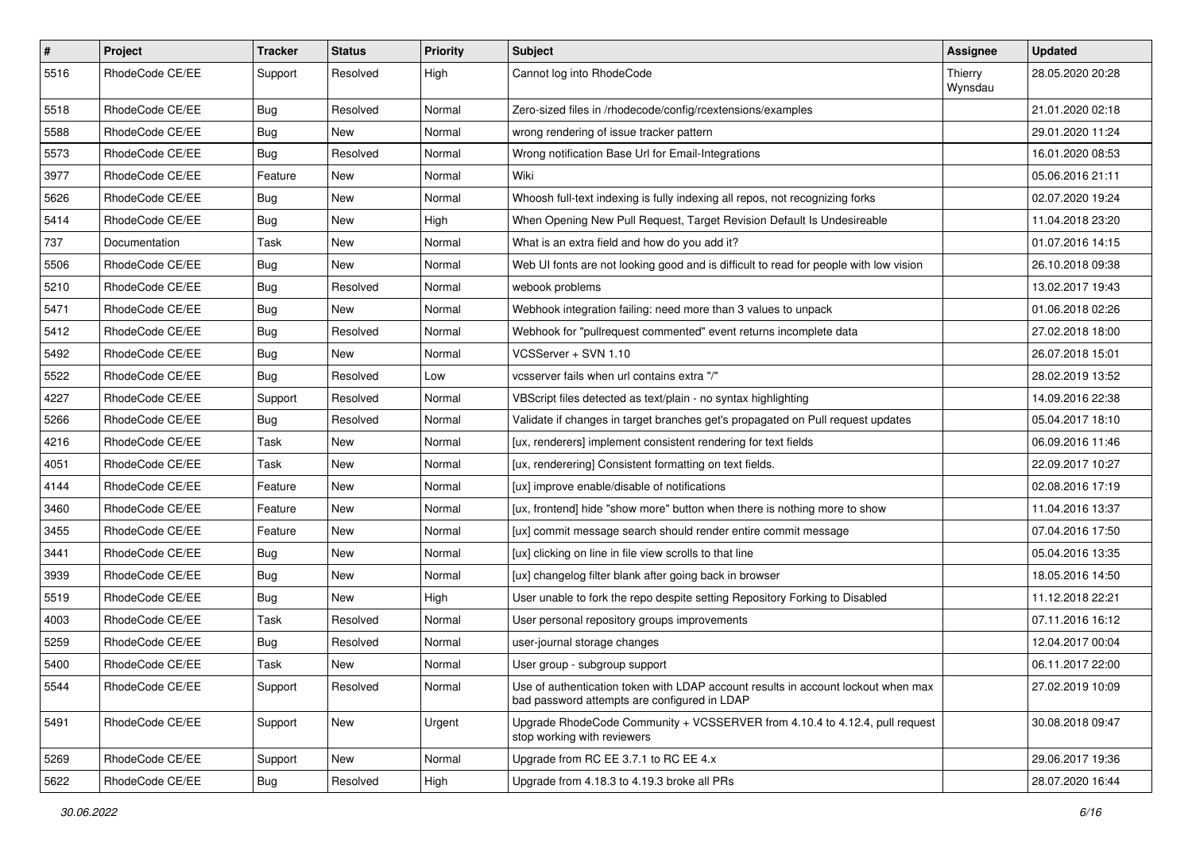| # | Project | Tracker | Status | Priority | Subject | Assignee | Updated |
|---|---|---|---|---|---|---|---|
| 5516 | RhodeCode CE/EE | Support | Resolved | High | Cannot log into RhodeCode | Thierry Wynsdau | 28.05.2020 20:28 |
| 5518 | RhodeCode CE/EE | Bug | Resolved | Normal | Zero-sized files in /rhodecode/config/rcextensions/examples | | 21.01.2020 02:18 |
| 5588 | RhodeCode CE/EE | Bug | New | Normal | wrong rendering of issue tracker pattern | | 29.01.2020 11:24 |
| 5573 | RhodeCode CE/EE | Bug | Resolved | Normal | Wrong notification Base Url for Email-Integrations | | 16.01.2020 08:53 |
| 3977 | RhodeCode CE/EE | Feature | New | Normal | Wiki | | 05.06.2016 21:11 |
| 5626 | RhodeCode CE/EE | Bug | New | Normal | Whoosh full-text indexing is fully indexing all repos, not recognizing forks | | 02.07.2020 19:24 |
| 5414 | RhodeCode CE/EE | Bug | New | High | When Opening New Pull Request, Target Revision Default Is Undesireable | | 11.04.2018 23:20 |
| 737 | Documentation | Task | New | Normal | What is an extra field and how do you add it? | | 01.07.2016 14:15 |
| 5506 | RhodeCode CE/EE | Bug | New | Normal | Web UI fonts are not looking good and is difficult to read for people with low vision | | 26.10.2018 09:38 |
| 5210 | RhodeCode CE/EE | Bug | Resolved | Normal | webook problems | | 13.02.2017 19:43 |
| 5471 | RhodeCode CE/EE | Bug | New | Normal | Webhook integration failing: need more than 3 values to unpack | | 01.06.2018 02:26 |
| 5412 | RhodeCode CE/EE | Bug | Resolved | Normal | Webhook for "pullrequest commented" event returns incomplete data | | 27.02.2018 18:00 |
| 5492 | RhodeCode CE/EE | Bug | New | Normal | VCSServer + SVN 1.10 | | 26.07.2018 15:01 |
| 5522 | RhodeCode CE/EE | Bug | Resolved | Low | vcsserver fails when url contains extra "/" | | 28.02.2019 13:52 |
| 4227 | RhodeCode CE/EE | Support | Resolved | Normal | VBScript files detected as text/plain - no syntax highlighting | | 14.09.2016 22:38 |
| 5266 | RhodeCode CE/EE | Bug | Resolved | Normal | Validate if changes in target branches get's propagated on Pull request updates | | 05.04.2017 18:10 |
| 4216 | RhodeCode CE/EE | Task | New | Normal | [ux, renderers] implement consistent rendering for text fields | | 06.09.2016 11:46 |
| 4051 | RhodeCode CE/EE | Task | New | Normal | [ux, renderering] Consistent formatting on text fields. | | 22.09.2017 10:27 |
| 4144 | RhodeCode CE/EE | Feature | New | Normal | [ux] improve enable/disable of notifications | | 02.08.2016 17:19 |
| 3460 | RhodeCode CE/EE | Feature | New | Normal | [ux, frontend] hide "show more" button when there is nothing more to show | | 11.04.2016 13:37 |
| 3455 | RhodeCode CE/EE | Feature | New | Normal | [ux] commit message search should render entire commit message | | 07.04.2016 17:50 |
| 3441 | RhodeCode CE/EE | Bug | New | Normal | [ux] clicking on line in file view scrolls to that line | | 05.04.2016 13:35 |
| 3939 | RhodeCode CE/EE | Bug | New | Normal | [ux] changelog filter blank after going back in browser | | 18.05.2016 14:50 |
| 5519 | RhodeCode CE/EE | Bug | New | High | User unable to fork the repo despite setting Repository Forking to Disabled | | 11.12.2018 22:21 |
| 4003 | RhodeCode CE/EE | Task | Resolved | Normal | User personal repository groups improvements | | 07.11.2016 16:12 |
| 5259 | RhodeCode CE/EE | Bug | Resolved | Normal | user-journal storage changes | | 12.04.2017 00:04 |
| 5400 | RhodeCode CE/EE | Task | New | Normal | User group - subgroup support | | 06.11.2017 22:00 |
| 5544 | RhodeCode CE/EE | Support | Resolved | Normal | Use of authentication token with LDAP account results in account lockout when max bad password attempts are configured in LDAP | | 27.02.2019 10:09 |
| 5491 | RhodeCode CE/EE | Support | New | Urgent | Upgrade RhodeCode Community + VCSSERVER from 4.10.4 to 4.12.4, pull request stop working with reviewers | | 30.08.2018 09:47 |
| 5269 | RhodeCode CE/EE | Support | New | Normal | Upgrade from RC EE 3.7.1 to RC EE 4.x | | 29.06.2017 19:36 |
| 5622 | RhodeCode CE/EE | Bug | Resolved | High | Upgrade from 4.18.3 to 4.19.3 broke all PRs | | 28.07.2020 16:44 |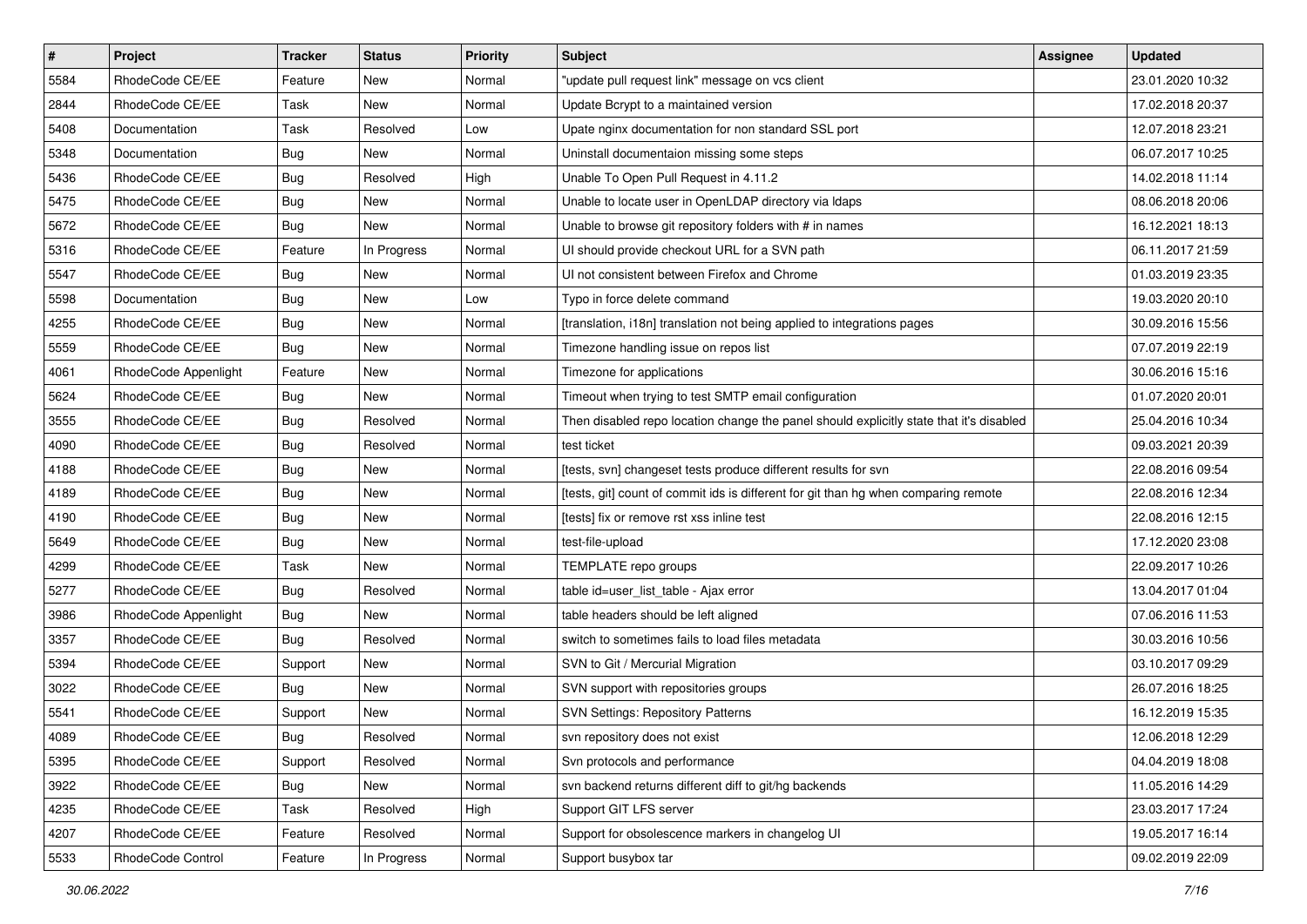| # | Project | Tracker | Status | Priority | Subject | Assignee | Updated |
|---|---|---|---|---|---|---|---|
| 5584 | RhodeCode CE/EE | Feature | New | Normal | "update pull request link" message on vcs client | | 23.01.2020 10:32 |
| 2844 | RhodeCode CE/EE | Task | New | Normal | Update Bcrypt to a maintained version | | 17.02.2018 20:37 |
| 5408 | Documentation | Task | Resolved | Low | Upate nginx documentation for non standard SSL port | | 12.07.2018 23:21 |
| 5348 | Documentation | Bug | New | Normal | Uninstall documentaion missing some steps | | 06.07.2017 10:25 |
| 5436 | RhodeCode CE/EE | Bug | Resolved | High | Unable To Open Pull Request in 4.11.2 | | 14.02.2018 11:14 |
| 5475 | RhodeCode CE/EE | Bug | New | Normal | Unable to locate user in OpenLDAP directory via ldaps | | 08.06.2018 20:06 |
| 5672 | RhodeCode CE/EE | Bug | New | Normal | Unable to browse git repository folders with # in names | | 16.12.2021 18:13 |
| 5316 | RhodeCode CE/EE | Feature | In Progress | Normal | UI should provide checkout URL for a SVN path | | 06.11.2017 21:59 |
| 5547 | RhodeCode CE/EE | Bug | New | Normal | UI not consistent between Firefox and Chrome | | 01.03.2019 23:35 |
| 5598 | Documentation | Bug | New | Low | Typo in force delete command | | 19.03.2020 20:10 |
| 4255 | RhodeCode CE/EE | Bug | New | Normal | [translation, i18n] translation not being applied to integrations pages | | 30.09.2016 15:56 |
| 5559 | RhodeCode CE/EE | Bug | New | Normal | Timezone handling issue on repos list | | 07.07.2019 22:19 |
| 4061 | RhodeCode Appenlight | Feature | New | Normal | Timezone for applications | | 30.06.2016 15:16 |
| 5624 | RhodeCode CE/EE | Bug | New | Normal | Timeout when trying to test SMTP email configuration | | 01.07.2020 20:01 |
| 3555 | RhodeCode CE/EE | Bug | Resolved | Normal | Then disabled repo location change the panel should explicitly state that it's disabled | | 25.04.2016 10:34 |
| 4090 | RhodeCode CE/EE | Bug | Resolved | Normal | test ticket | | 09.03.2021 20:39 |
| 4188 | RhodeCode CE/EE | Bug | New | Normal | [tests, svn] changeset tests produce different results for svn | | 22.08.2016 09:54 |
| 4189 | RhodeCode CE/EE | Bug | New | Normal | [tests, git] count of commit ids is different for git than hg when comparing remote | | 22.08.2016 12:34 |
| 4190 | RhodeCode CE/EE | Bug | New | Normal | [tests] fix or remove rst xss inline test | | 22.08.2016 12:15 |
| 5649 | RhodeCode CE/EE | Bug | New | Normal | test-file-upload | | 17.12.2020 23:08 |
| 4299 | RhodeCode CE/EE | Task | New | Normal | TEMPLATE repo groups | | 22.09.2017 10:26 |
| 5277 | RhodeCode CE/EE | Bug | Resolved | Normal | table id=user_list_table - Ajax error | | 13.04.2017 01:04 |
| 3986 | RhodeCode Appenlight | Bug | New | Normal | table headers should be left aligned | | 07.06.2016 11:53 |
| 3357 | RhodeCode CE/EE | Bug | Resolved | Normal | switch to sometimes fails to load files metadata | | 30.03.2016 10:56 |
| 5394 | RhodeCode CE/EE | Support | New | Normal | SVN to Git / Mercurial Migration | | 03.10.2017 09:29 |
| 3022 | RhodeCode CE/EE | Bug | New | Normal | SVN support with repositories groups | | 26.07.2016 18:25 |
| 5541 | RhodeCode CE/EE | Support | New | Normal | SVN Settings: Repository Patterns | | 16.12.2019 15:35 |
| 4089 | RhodeCode CE/EE | Bug | Resolved | Normal | svn repository does not exist | | 12.06.2018 12:29 |
| 5395 | RhodeCode CE/EE | Support | Resolved | Normal | Svn protocols and performance | | 04.04.2019 18:08 |
| 3922 | RhodeCode CE/EE | Bug | New | Normal | svn backend returns different diff to git/hg backends | | 11.05.2016 14:29 |
| 4235 | RhodeCode CE/EE | Task | Resolved | High | Support GIT LFS server | | 23.03.2017 17:24 |
| 4207 | RhodeCode CE/EE | Feature | Resolved | Normal | Support for obsolescence markers in changelog UI | | 19.05.2017 16:14 |
| 5533 | RhodeCode Control | Feature | In Progress | Normal | Support busybox tar | | 09.02.2019 22:09 |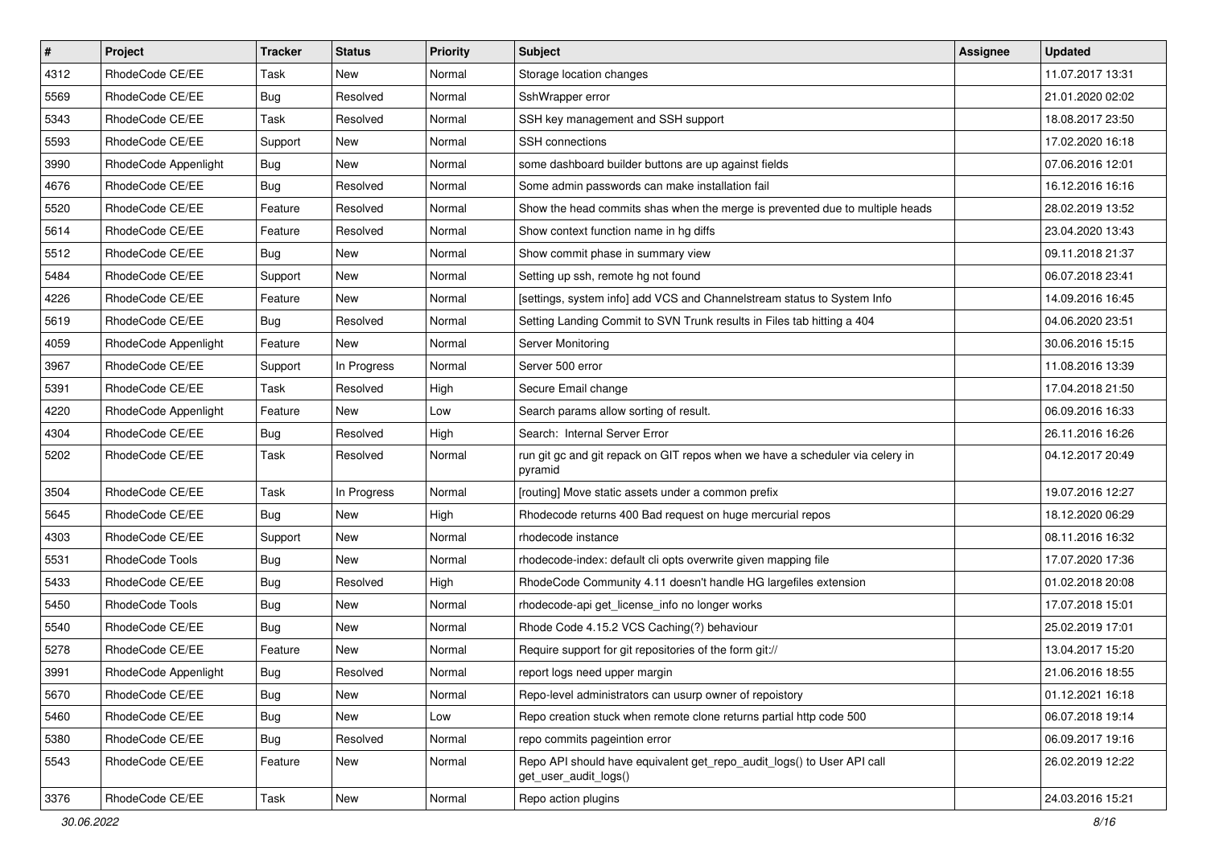| # | Project | Tracker | Status | Priority | Subject | Assignee | Updated |
|---|---|---|---|---|---|---|---|
| 4312 | RhodeCode CE/EE | Task | New | Normal | Storage location changes | | 11.07.2017 13:31 |
| 5569 | RhodeCode CE/EE | Bug | Resolved | Normal | SshWrapper error | | 21.01.2020 02:02 |
| 5343 | RhodeCode CE/EE | Task | Resolved | Normal | SSH key management and SSH support | | 18.08.2017 23:50 |
| 5593 | RhodeCode CE/EE | Support | New | Normal | SSH connections | | 17.02.2020 16:18 |
| 3990 | RhodeCode Appenlight | Bug | New | Normal | some dashboard builder buttons are up against fields | | 07.06.2016 12:01 |
| 4676 | RhodeCode CE/EE | Bug | Resolved | Normal | Some admin passwords can make installation fail | | 16.12.2016 16:16 |
| 5520 | RhodeCode CE/EE | Feature | Resolved | Normal | Show the head commits shas when the merge is prevented due to multiple heads | | 28.02.2019 13:52 |
| 5614 | RhodeCode CE/EE | Feature | Resolved | Normal | Show context function name in hg diffs | | 23.04.2020 13:43 |
| 5512 | RhodeCode CE/EE | Bug | New | Normal | Show commit phase in summary view | | 09.11.2018 21:37 |
| 5484 | RhodeCode CE/EE | Support | New | Normal | Setting up ssh, remote hg not found | | 06.07.2018 23:41 |
| 4226 | RhodeCode CE/EE | Feature | New | Normal | [settings, system info] add VCS and Channelstream status to System Info | | 14.09.2016 16:45 |
| 5619 | RhodeCode CE/EE | Bug | Resolved | Normal | Setting Landing Commit to SVN Trunk results in Files tab hitting a 404 | | 04.06.2020 23:51 |
| 4059 | RhodeCode Appenlight | Feature | New | Normal | Server Monitoring | | 30.06.2016 15:15 |
| 3967 | RhodeCode CE/EE | Support | In Progress | Normal | Server 500 error | | 11.08.2016 13:39 |
| 5391 | RhodeCode CE/EE | Task | Resolved | High | Secure Email change | | 17.04.2018 21:50 |
| 4220 | RhodeCode Appenlight | Feature | New | Low | Search params allow sorting of result. | | 06.09.2016 16:33 |
| 4304 | RhodeCode CE/EE | Bug | Resolved | High | Search:  Internal Server Error | | 26.11.2016 16:26 |
| 5202 | RhodeCode CE/EE | Task | Resolved | Normal | run git gc and git repack on GIT repos when we have a scheduler via celery in pyramid | | 04.12.2017 20:49 |
| 3504 | RhodeCode CE/EE | Task | In Progress | Normal | [routing] Move static assets under a common prefix | | 19.07.2016 12:27 |
| 5645 | RhodeCode CE/EE | Bug | New | High | Rhodecode returns 400 Bad request on huge mercurial repos | | 18.12.2020 06:29 |
| 4303 | RhodeCode CE/EE | Support | New | Normal | rhodecode instance | | 08.11.2016 16:32 |
| 5531 | RhodeCode Tools | Bug | New | Normal | rhodecode-index: default cli opts overwrite given mapping file | | 17.07.2020 17:36 |
| 5433 | RhodeCode CE/EE | Bug | Resolved | High | RhodeCode Community 4.11 doesn't handle HG largefiles extension | | 01.02.2018 20:08 |
| 5450 | RhodeCode Tools | Bug | New | Normal | rhodecode-api get_license_info no longer works | | 17.07.2018 15:01 |
| 5540 | RhodeCode CE/EE | Bug | New | Normal | Rhode Code 4.15.2 VCS Caching(?) behaviour | | 25.02.2019 17:01 |
| 5278 | RhodeCode CE/EE | Feature | New | Normal | Require support for git repositories of the form git:// | | 13.04.2017 15:20 |
| 3991 | RhodeCode Appenlight | Bug | Resolved | Normal | report logs need upper margin | | 21.06.2016 18:55 |
| 5670 | RhodeCode CE/EE | Bug | New | Normal | Repo-level administrators can usurp owner of repoistory | | 01.12.2021 16:18 |
| 5460 | RhodeCode CE/EE | Bug | New | Low | Repo creation stuck when remote clone returns partial http code 500 | | 06.07.2018 19:14 |
| 5380 | RhodeCode CE/EE | Bug | Resolved | Normal | repo commits pageintion error | | 06.09.2017 19:16 |
| 5543 | RhodeCode CE/EE | Feature | New | Normal | Repo API should have equivalent get_repo_audit_logs() to User API call get_user_audit_logs() | | 26.02.2019 12:22 |
| 3376 | RhodeCode CE/EE | Task | New | Normal | Repo action plugins | | 24.03.2016 15:21 |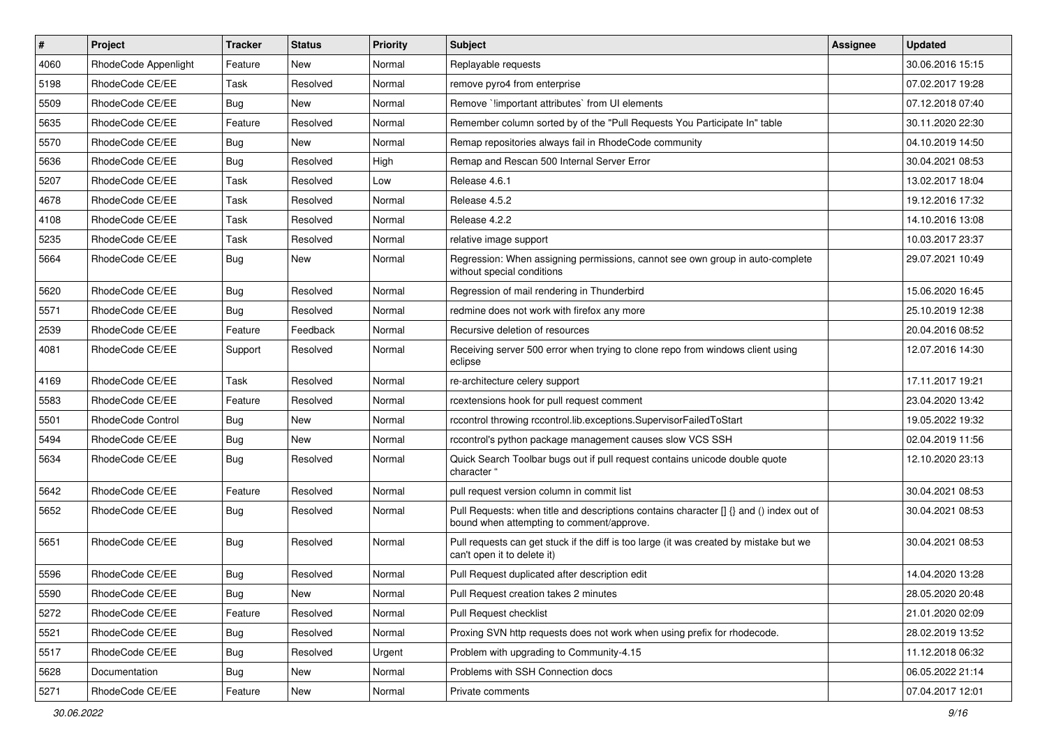| # | Project | Tracker | Status | Priority | Subject | Assignee | Updated |
|---|---|---|---|---|---|---|---|
| 4060 | RhodeCode Appenlight | Feature | New | Normal | Replayable requests | | 30.06.2016 15:15 |
| 5198 | RhodeCode CE/EE | Task | Resolved | Normal | remove pyro4 from enterprise | | 07.02.2017 19:28 |
| 5509 | RhodeCode CE/EE | Bug | New | Normal | Remove `!important attributes` from UI elements | | 07.12.2018 07:40 |
| 5635 | RhodeCode CE/EE | Feature | Resolved | Normal | Remember column sorted by of the "Pull Requests You Participate In" table | | 30.11.2020 22:30 |
| 5570 | RhodeCode CE/EE | Bug | New | Normal | Remap repositories always fail in RhodeCode community | | 04.10.2019 14:50 |
| 5636 | RhodeCode CE/EE | Bug | Resolved | High | Remap and Rescan 500 Internal Server Error | | 30.04.2021 08:53 |
| 5207 | RhodeCode CE/EE | Task | Resolved | Low | Release 4.6.1 | | 13.02.2017 18:04 |
| 4678 | RhodeCode CE/EE | Task | Resolved | Normal | Release 4.5.2 | | 19.12.2016 17:32 |
| 4108 | RhodeCode CE/EE | Task | Resolved | Normal | Release 4.2.2 | | 14.10.2016 13:08 |
| 5235 | RhodeCode CE/EE | Task | Resolved | Normal | relative image support | | 10.03.2017 23:37 |
| 5664 | RhodeCode CE/EE | Bug | New | Normal | Regression: When assigning permissions, cannot see own group in auto-complete without special conditions | | 29.07.2021 10:49 |
| 5620 | RhodeCode CE/EE | Bug | Resolved | Normal | Regression of mail rendering in Thunderbird | | 15.06.2020 16:45 |
| 5571 | RhodeCode CE/EE | Bug | Resolved | Normal | redmine does not work with firefox any more | | 25.10.2019 12:38 |
| 2539 | RhodeCode CE/EE | Feature | Feedback | Normal | Recursive deletion of resources | | 20.04.2016 08:52 |
| 4081 | RhodeCode CE/EE | Support | Resolved | Normal | Receiving server 500 error when trying to clone repo from windows client using eclipse | | 12.07.2016 14:30 |
| 4169 | RhodeCode CE/EE | Task | Resolved | Normal | re-architecture celery support | | 17.11.2017 19:21 |
| 5583 | RhodeCode CE/EE | Feature | Resolved | Normal | rcextensions hook for pull request comment | | 23.04.2020 13:42 |
| 5501 | RhodeCode Control | Bug | New | Normal | rccontrol throwing rccontrol.lib.exceptions.SupervisorFailedToStart | | 19.05.2022 19:32 |
| 5494 | RhodeCode CE/EE | Bug | New | Normal | rccontrol's python package management causes slow VCS SSH | | 02.04.2019 11:56 |
| 5634 | RhodeCode CE/EE | Bug | Resolved | Normal | Quick Search Toolbar bugs out if pull request contains unicode double quote character " | | 12.10.2020 23:13 |
| 5642 | RhodeCode CE/EE | Feature | Resolved | Normal | pull request version column in commit list | | 30.04.2021 08:53 |
| 5652 | RhodeCode CE/EE | Bug | Resolved | Normal | Pull Requests: when title and descriptions contains character [] {} and () index out of bound when attempting to comment/approve. | | 30.04.2021 08:53 |
| 5651 | RhodeCode CE/EE | Bug | Resolved | Normal | Pull requests can get stuck if the diff is too large (it was created by mistake but we can't open it to delete it) | | 30.04.2021 08:53 |
| 5596 | RhodeCode CE/EE | Bug | Resolved | Normal | Pull Request duplicated after description edit | | 14.04.2020 13:28 |
| 5590 | RhodeCode CE/EE | Bug | New | Normal | Pull Request creation takes 2 minutes | | 28.05.2020 20:48 |
| 5272 | RhodeCode CE/EE | Feature | Resolved | Normal | Pull Request checklist | | 21.01.2020 02:09 |
| 5521 | RhodeCode CE/EE | Bug | Resolved | Normal | Proxing SVN http requests does not work when using prefix for rhodecode. | | 28.02.2019 13:52 |
| 5517 | RhodeCode CE/EE | Bug | Resolved | Urgent | Problem with upgrading to Community-4.15 | | 11.12.2018 06:32 |
| 5628 | Documentation | Bug | New | Normal | Problems with SSH Connection docs | | 06.05.2022 21:14 |
| 5271 | RhodeCode CE/EE | Feature | New | Normal | Private comments | | 07.04.2017 12:01 |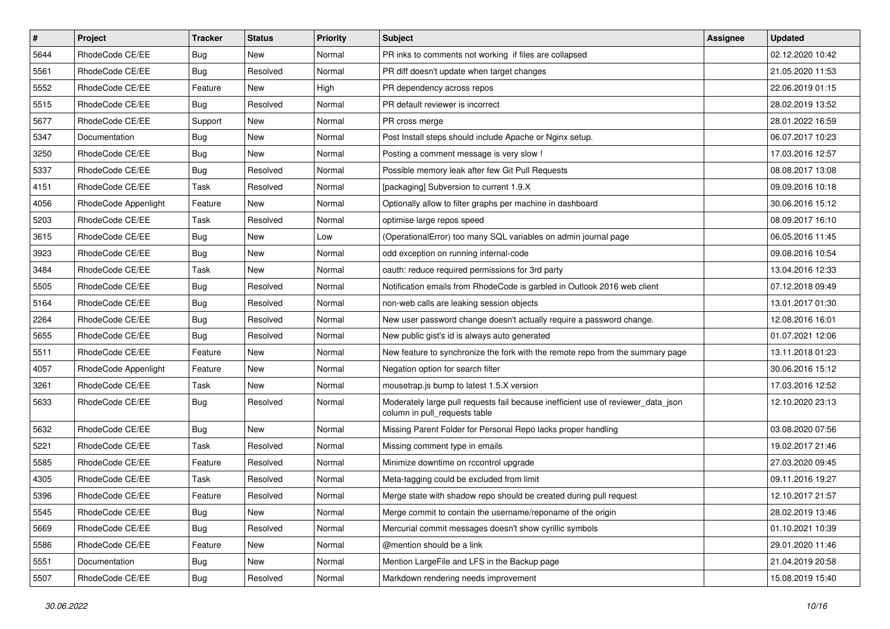| # | Project | Tracker | Status | Priority | Subject | Assignee | Updated |
|---|---|---|---|---|---|---|---|
| 5644 | RhodeCode CE/EE | Bug | New | Normal | PR inks to comments not working if files are collapsed | | 02.12.2020 10:42 |
| 5561 | RhodeCode CE/EE | Bug | Resolved | Normal | PR diff doesn't update when target changes | | 21.05.2020 11:53 |
| 5552 | RhodeCode CE/EE | Feature | New | High | PR dependency across repos | | 22.06.2019 01:15 |
| 5515 | RhodeCode CE/EE | Bug | Resolved | Normal | PR default reviewer is incorrect | | 28.02.2019 13:52 |
| 5677 | RhodeCode CE/EE | Support | New | Normal | PR cross merge | | 28.01.2022 16:59 |
| 5347 | Documentation | Bug | New | Normal | Post Install steps should include Apache or Nginx setup. | | 06.07.2017 10:23 |
| 3250 | RhodeCode CE/EE | Bug | New | Normal | Posting a comment message is very slow ! | | 17.03.2016 12:57 |
| 5337 | RhodeCode CE/EE | Bug | Resolved | Normal | Possible memory leak after few Git Pull Requests | | 08.08.2017 13:08 |
| 4151 | RhodeCode CE/EE | Task | Resolved | Normal | [packaging] Subversion to current 1.9.X | | 09.09.2016 10:18 |
| 4056 | RhodeCode Appenlight | Feature | New | Normal | Optionally allow to filter graphs per machine in dashboard | | 30.06.2016 15:12 |
| 5203 | RhodeCode CE/EE | Task | Resolved | Normal | optimise large repos speed | | 08.09.2017 16:10 |
| 3615 | RhodeCode CE/EE | Bug | New | Low | (OperationalError) too many SQL variables on admin journal page | | 06.05.2016 11:45 |
| 3923 | RhodeCode CE/EE | Bug | New | Normal | odd exception on running internal-code | | 09.08.2016 10:54 |
| 3484 | RhodeCode CE/EE | Task | New | Normal | oauth: reduce required permissions for 3rd party | | 13.04.2016 12:33 |
| 5505 | RhodeCode CE/EE | Bug | Resolved | Normal | Notification emails from RhodeCode is garbled in Outlook 2016 web client | | 07.12.2018 09:49 |
| 5164 | RhodeCode CE/EE | Bug | Resolved | Normal | non-web calls are leaking session objects | | 13.01.2017 01:30 |
| 2264 | RhodeCode CE/EE | Bug | Resolved | Normal | New user password change doesn't actually require a password change. | | 12.08.2016 16:01 |
| 5655 | RhodeCode CE/EE | Bug | Resolved | Normal | New public gist's id is always auto generated | | 01.07.2021 12:06 |
| 5511 | RhodeCode CE/EE | Feature | New | Normal | New feature to synchronize the fork with the remote repo from the summary page | | 13.11.2018 01:23 |
| 4057 | RhodeCode Appenlight | Feature | New | Normal | Negation option for search filter | | 30.06.2016 15:12 |
| 3261 | RhodeCode CE/EE | Task | New | Normal | mousetrap.js bump to latest 1.5.X version | | 17.03.2016 12:52 |
| 5633 | RhodeCode CE/EE | Bug | Resolved | Normal | Moderately large pull requests fail because inefficient use of reviewer_data_json column in pull_requests table | | 12.10.2020 23:13 |
| 5632 | RhodeCode CE/EE | Bug | New | Normal | Missing Parent Folder for Personal Repo lacks proper handling | | 03.08.2020 07:56 |
| 5221 | RhodeCode CE/EE | Task | Resolved | Normal | Missing comment type in emails | | 19.02.2017 21:46 |
| 5585 | RhodeCode CE/EE | Feature | Resolved | Normal | Minimize downtime on rccontrol upgrade | | 27.03.2020 09:45 |
| 4305 | RhodeCode CE/EE | Task | Resolved | Normal | Meta-tagging could be excluded from limit | | 09.11.2016 19:27 |
| 5396 | RhodeCode CE/EE | Feature | Resolved | Normal | Merge state with shadow repo should be created during pull request | | 12.10.2017 21:57 |
| 5545 | RhodeCode CE/EE | Bug | New | Normal | Merge commit to contain the username/reponame of the origin | | 28.02.2019 13:46 |
| 5669 | RhodeCode CE/EE | Bug | Resolved | Normal | Mercurial commit messages doesn't show cyrillic symbols | | 01.10.2021 10:39 |
| 5586 | RhodeCode CE/EE | Feature | New | Normal | @mention should be a link | | 29.01.2020 11:46 |
| 5551 | Documentation | Bug | New | Normal | Mention LargeFile and LFS in the Backup page | | 21.04.2019 20:58 |
| 5507 | RhodeCode CE/EE | Bug | Resolved | Normal | Markdown rendering needs improvement | | 15.08.2019 15:40 |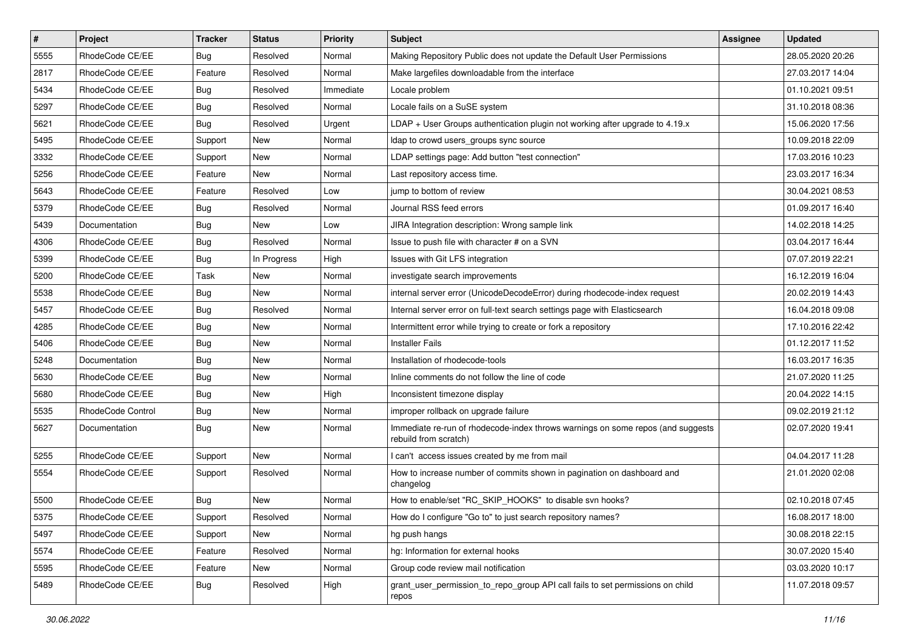| # | Project | Tracker | Status | Priority | Subject | Assignee | Updated |
|---|---|---|---|---|---|---|---|
| 5555 | RhodeCode CE/EE | Bug | Resolved | Normal | Making Repository Public does not update the Default User Permissions | | 28.05.2020 20:26 |
| 2817 | RhodeCode CE/EE | Feature | Resolved | Normal | Make largefiles downloadable from the interface | | 27.03.2017 14:04 |
| 5434 | RhodeCode CE/EE | Bug | Resolved | Immediate | Locale problem | | 01.10.2021 09:51 |
| 5297 | RhodeCode CE/EE | Bug | Resolved | Normal | Locale fails on a SuSE system | | 31.10.2018 08:36 |
| 5621 | RhodeCode CE/EE | Bug | Resolved | Urgent | LDAP + User Groups authentication plugin not working after upgrade to 4.19.x | | 15.06.2020 17:56 |
| 5495 | RhodeCode CE/EE | Support | New | Normal | ldap to crowd users_groups sync source | | 10.09.2018 22:09 |
| 3332 | RhodeCode CE/EE | Support | New | Normal | LDAP settings page: Add button "test connection" | | 17.03.2016 10:23 |
| 5256 | RhodeCode CE/EE | Feature | New | Normal | Last repository access time. | | 23.03.2017 16:34 |
| 5643 | RhodeCode CE/EE | Feature | Resolved | Low | jump to bottom of review | | 30.04.2021 08:53 |
| 5379 | RhodeCode CE/EE | Bug | Resolved | Normal | Journal RSS feed errors | | 01.09.2017 16:40 |
| 5439 | Documentation | Bug | New | Low | JIRA Integration description: Wrong sample link | | 14.02.2018 14:25 |
| 4306 | RhodeCode CE/EE | Bug | Resolved | Normal | Issue to push file with character # on a SVN | | 03.04.2017 16:44 |
| 5399 | RhodeCode CE/EE | Bug | In Progress | High | Issues with Git LFS integration | | 07.07.2019 22:21 |
| 5200 | RhodeCode CE/EE | Task | New | Normal | investigate search improvements | | 16.12.2019 16:04 |
| 5538 | RhodeCode CE/EE | Bug | New | Normal | internal server error (UnicodeDecodeError) during rhodecode-index request | | 20.02.2019 14:43 |
| 5457 | RhodeCode CE/EE | Bug | Resolved | Normal | Internal server error on full-text search settings page with Elasticsearch | | 16.04.2018 09:08 |
| 4285 | RhodeCode CE/EE | Bug | New | Normal | Intermittent error while trying to create or fork a repository | | 17.10.2016 22:42 |
| 5406 | RhodeCode CE/EE | Bug | New | Normal | Installer Fails | | 01.12.2017 11:52 |
| 5248 | Documentation | Bug | New | Normal | Installation of rhodecode-tools | | 16.03.2017 16:35 |
| 5630 | RhodeCode CE/EE | Bug | New | Normal | Inline comments do not follow the line of code | | 21.07.2020 11:25 |
| 5680 | RhodeCode CE/EE | Bug | New | High | Inconsistent timezone display | | 20.04.2022 14:15 |
| 5535 | RhodeCode Control | Bug | New | Normal | improper rollback on upgrade failure | | 09.02.2019 21:12 |
| 5627 | Documentation | Bug | New | Normal | Immediate re-run of rhodecode-index throws warnings on some repos (and suggests rebuild from scratch) | | 02.07.2020 19:41 |
| 5255 | RhodeCode CE/EE | Support | New | Normal | I can't access issues created by me from mail | | 04.04.2017 11:28 |
| 5554 | RhodeCode CE/EE | Support | Resolved | Normal | How to increase number of commits shown in pagination on dashboard and changelog | | 21.01.2020 02:08 |
| 5500 | RhodeCode CE/EE | Bug | New | Normal | How to enable/set "RC_SKIP_HOOKS" to disable svn hooks? | | 02.10.2018 07:45 |
| 5375 | RhodeCode CE/EE | Support | Resolved | Normal | How do I configure "Go to" to just search repository names? | | 16.08.2017 18:00 |
| 5497 | RhodeCode CE/EE | Support | New | Normal | hg push hangs | | 30.08.2018 22:15 |
| 5574 | RhodeCode CE/EE | Feature | Resolved | Normal | hg: Information for external hooks | | 30.07.2020 15:40 |
| 5595 | RhodeCode CE/EE | Feature | New | Normal | Group code review mail notification | | 03.03.2020 10:17 |
| 5489 | RhodeCode CE/EE | Bug | Resolved | High | grant_user_permission_to_repo_group API call fails to set permissions on child repos | | 11.07.2018 09:57 |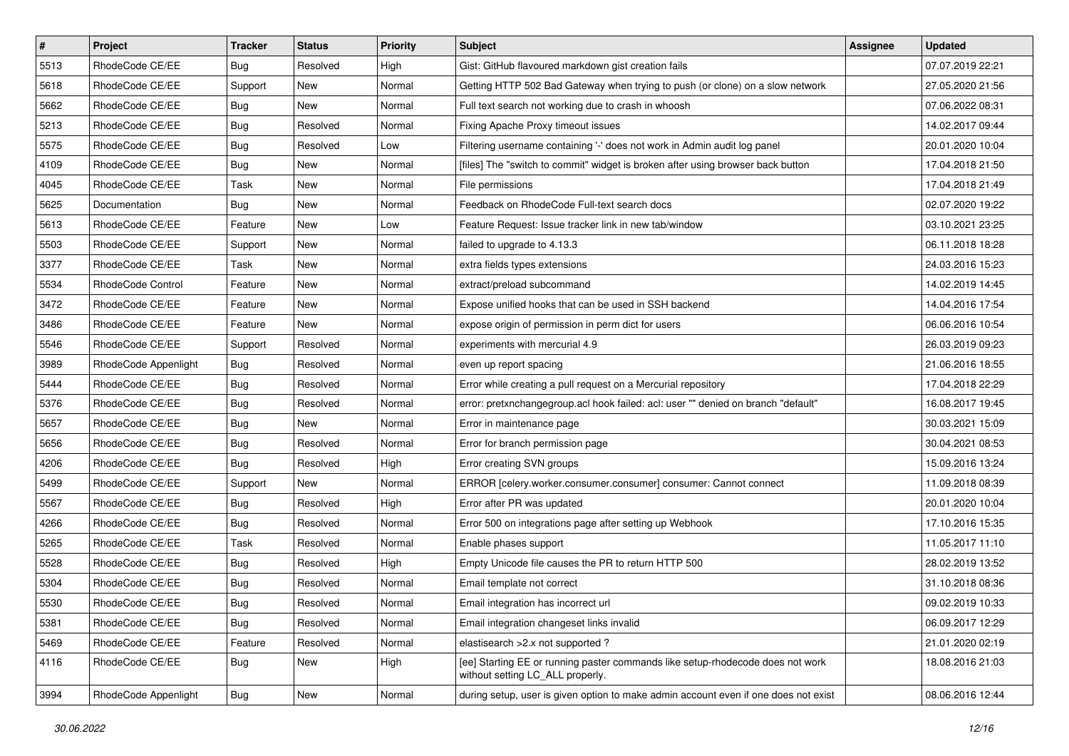| # | Project | Tracker | Status | Priority | Subject | Assignee | Updated |
|---|---|---|---|---|---|---|---|
| 5513 | RhodeCode CE/EE | Bug | Resolved | High | Gist: GitHub flavoured markdown gist creation fails | | 07.07.2019 22:21 |
| 5618 | RhodeCode CE/EE | Support | New | Normal | Getting HTTP 502 Bad Gateway when trying to push (or clone) on a slow network | | 27.05.2020 21:56 |
| 5662 | RhodeCode CE/EE | Bug | New | Normal | Full text search not working due to crash in whoosh | | 07.06.2022 08:31 |
| 5213 | RhodeCode CE/EE | Bug | Resolved | Normal | Fixing Apache Proxy timeout issues | | 14.02.2017 09:44 |
| 5575 | RhodeCode CE/EE | Bug | Resolved | Low | Filtering username containing '-' does not work in Admin audit log panel | | 20.01.2020 10:04 |
| 4109 | RhodeCode CE/EE | Bug | New | Normal | [files] The "switch to commit" widget is broken after using browser back button | | 17.04.2018 21:50 |
| 4045 | RhodeCode CE/EE | Task | New | Normal | File permissions | | 17.04.2018 21:49 |
| 5625 | Documentation | Bug | New | Normal | Feedback on RhodeCode Full-text search docs | | 02.07.2020 19:22 |
| 5613 | RhodeCode CE/EE | Feature | New | Low | Feature Request: Issue tracker link in new tab/window | | 03.10.2021 23:25 |
| 5503 | RhodeCode CE/EE | Support | New | Normal | failed to upgrade to 4.13.3 | | 06.11.2018 18:28 |
| 3377 | RhodeCode CE/EE | Task | New | Normal | extra fields types extensions | | 24.03.2016 15:23 |
| 5534 | RhodeCode Control | Feature | New | Normal | extract/preload subcommand | | 14.02.2019 14:45 |
| 3472 | RhodeCode CE/EE | Feature | New | Normal | Expose unified hooks that can be used in SSH backend | | 14.04.2016 17:54 |
| 3486 | RhodeCode CE/EE | Feature | New | Normal | expose origin of permission in perm dict for users | | 06.06.2016 10:54 |
| 5546 | RhodeCode CE/EE | Support | Resolved | Normal | experiments with mercurial 4.9 | | 26.03.2019 09:23 |
| 3989 | RhodeCode Appenlight | Bug | Resolved | Normal | even up report spacing | | 21.06.2016 18:55 |
| 5444 | RhodeCode CE/EE | Bug | Resolved | Normal | Error while creating a pull request on a Mercurial repository | | 17.04.2018 22:29 |
| 5376 | RhodeCode CE/EE | Bug | Resolved | Normal | error: pretxnchangegroup.acl hook failed: acl: user "" denied on branch "default" | | 16.08.2017 19:45 |
| 5657 | RhodeCode CE/EE | Bug | New | Normal | Error in maintenance page | | 30.03.2021 15:09 |
| 5656 | RhodeCode CE/EE | Bug | Resolved | Normal | Error for branch permission page | | 30.04.2021 08:53 |
| 4206 | RhodeCode CE/EE | Bug | Resolved | High | Error creating SVN groups | | 15.09.2016 13:24 |
| 5499 | RhodeCode CE/EE | Support | New | Normal | ERROR [celery.worker.consumer.consumer] consumer: Cannot connect | | 11.09.2018 08:39 |
| 5567 | RhodeCode CE/EE | Bug | Resolved | High | Error after PR was updated | | 20.01.2020 10:04 |
| 4266 | RhodeCode CE/EE | Bug | Resolved | Normal | Error 500 on integrations page after setting up Webhook | | 17.10.2016 15:35 |
| 5265 | RhodeCode CE/EE | Task | Resolved | Normal | Enable phases support | | 11.05.2017 11:10 |
| 5528 | RhodeCode CE/EE | Bug | Resolved | High | Empty Unicode file causes the PR to return HTTP 500 | | 28.02.2019 13:52 |
| 5304 | RhodeCode CE/EE | Bug | Resolved | Normal | Email template not correct | | 31.10.2018 08:36 |
| 5530 | RhodeCode CE/EE | Bug | Resolved | Normal | Email integration has incorrect url | | 09.02.2019 10:33 |
| 5381 | RhodeCode CE/EE | Bug | Resolved | Normal | Email integration changeset links invalid | | 06.09.2017 12:29 |
| 5469 | RhodeCode CE/EE | Feature | Resolved | Normal | elastisearch >2.x not supported ? | | 21.01.2020 02:19 |
| 4116 | RhodeCode CE/EE | Bug | New | High | [ee] Starting EE or running paster commands like setup-rhodecode does not work without setting LC_ALL properly. | | 18.08.2016 21:03 |
| 3994 | RhodeCode Appenlight | Bug | New | Normal | during setup, user is given option to make admin account even if one does not exist | | 08.06.2016 12:44 |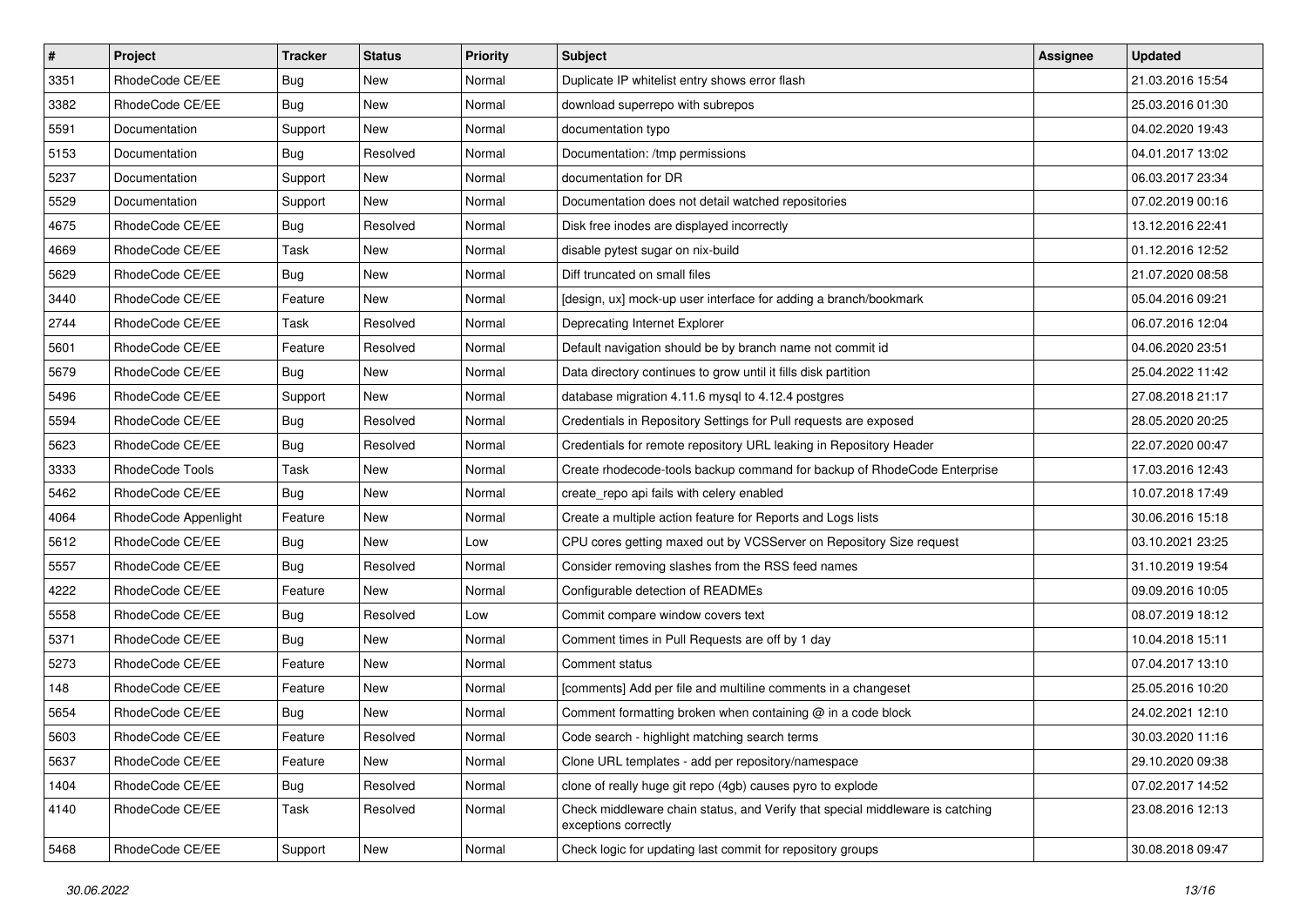| # | Project | Tracker | Status | Priority | Subject | Assignee | Updated |
|---|---|---|---|---|---|---|---|
| 3351 | RhodeCode CE/EE | Bug | New | Normal | Duplicate IP whitelist entry shows error flash | | 21.03.2016 15:54 |
| 3382 | RhodeCode CE/EE | Bug | New | Normal | download superrepo with subrepos | | 25.03.2016 01:30 |
| 5591 | Documentation | Support | New | Normal | documentation typo | | 04.02.2020 19:43 |
| 5153 | Documentation | Bug | Resolved | Normal | Documentation: /tmp permissions | | 04.01.2017 13:02 |
| 5237 | Documentation | Support | New | Normal | documentation for DR | | 06.03.2017 23:34 |
| 5529 | Documentation | Support | New | Normal | Documentation does not detail watched repositories | | 07.02.2019 00:16 |
| 4675 | RhodeCode CE/EE | Bug | Resolved | Normal | Disk free inodes are displayed incorrectly | | 13.12.2016 22:41 |
| 4669 | RhodeCode CE/EE | Task | New | Normal | disable pytest sugar on nix-build | | 01.12.2016 12:52 |
| 5629 | RhodeCode CE/EE | Bug | New | Normal | Diff truncated on small files | | 21.07.2020 08:58 |
| 3440 | RhodeCode CE/EE | Feature | New | Normal | [design, ux] mock-up user interface for adding a branch/bookmark | | 05.04.2016 09:21 |
| 2744 | RhodeCode CE/EE | Task | Resolved | Normal | Deprecating Internet Explorer | | 06.07.2016 12:04 |
| 5601 | RhodeCode CE/EE | Feature | Resolved | Normal | Default navigation should be by branch name not commit id | | 04.06.2020 23:51 |
| 5679 | RhodeCode CE/EE | Bug | New | Normal | Data directory continues to grow until it fills disk partition | | 25.04.2022 11:42 |
| 5496 | RhodeCode CE/EE | Support | New | Normal | database migration 4.11.6 mysql to 4.12.4 postgres | | 27.08.2018 21:17 |
| 5594 | RhodeCode CE/EE | Bug | Resolved | Normal | Credentials in Repository Settings for Pull requests are exposed | | 28.05.2020 20:25 |
| 5623 | RhodeCode CE/EE | Bug | Resolved | Normal | Credentials for remote repository URL leaking in Repository Header | | 22.07.2020 00:47 |
| 3333 | RhodeCode Tools | Task | New | Normal | Create rhodecode-tools backup command for backup of RhodeCode Enterprise | | 17.03.2016 12:43 |
| 5462 | RhodeCode CE/EE | Bug | New | Normal | create_repo api fails with celery enabled | | 10.07.2018 17:49 |
| 4064 | RhodeCode Appenlight | Feature | New | Normal | Create a multiple action feature for Reports and Logs lists | | 30.06.2016 15:18 |
| 5612 | RhodeCode CE/EE | Bug | New | Low | CPU cores getting maxed out by VCSServer on Repository Size request | | 03.10.2021 23:25 |
| 5557 | RhodeCode CE/EE | Bug | Resolved | Normal | Consider removing slashes from the RSS feed names | | 31.10.2019 19:54 |
| 4222 | RhodeCode CE/EE | Feature | New | Normal | Configurable detection of READMEs | | 09.09.2016 10:05 |
| 5558 | RhodeCode CE/EE | Bug | Resolved | Low | Commit compare window covers text | | 08.07.2019 18:12 |
| 5371 | RhodeCode CE/EE | Bug | New | Normal | Comment times in Pull Requests are off by 1 day | | 10.04.2018 15:11 |
| 5273 | RhodeCode CE/EE | Feature | New | Normal | Comment status | | 07.04.2017 13:10 |
| 148 | RhodeCode CE/EE | Feature | New | Normal | [comments] Add per file and multiline comments in a changeset | | 25.05.2016 10:20 |
| 5654 | RhodeCode CE/EE | Bug | New | Normal | Comment formatting broken when containing @ in a code block | | 24.02.2021 12:10 |
| 5603 | RhodeCode CE/EE | Feature | Resolved | Normal | Code search - highlight matching search terms | | 30.03.2020 11:16 |
| 5637 | RhodeCode CE/EE | Feature | New | Normal | Clone URL templates - add per repository/namespace | | 29.10.2020 09:38 |
| 1404 | RhodeCode CE/EE | Bug | Resolved | Normal | clone of really huge git repo (4gb) causes pyro to explode | | 07.02.2017 14:52 |
| 4140 | RhodeCode CE/EE | Task | Resolved | Normal | Check middleware chain status, and Verify that special middleware is catching exceptions correctly | | 23.08.2016 12:13 |
| 5468 | RhodeCode CE/EE | Support | New | Normal | Check logic for updating last commit for repository groups | | 30.08.2018 09:47 |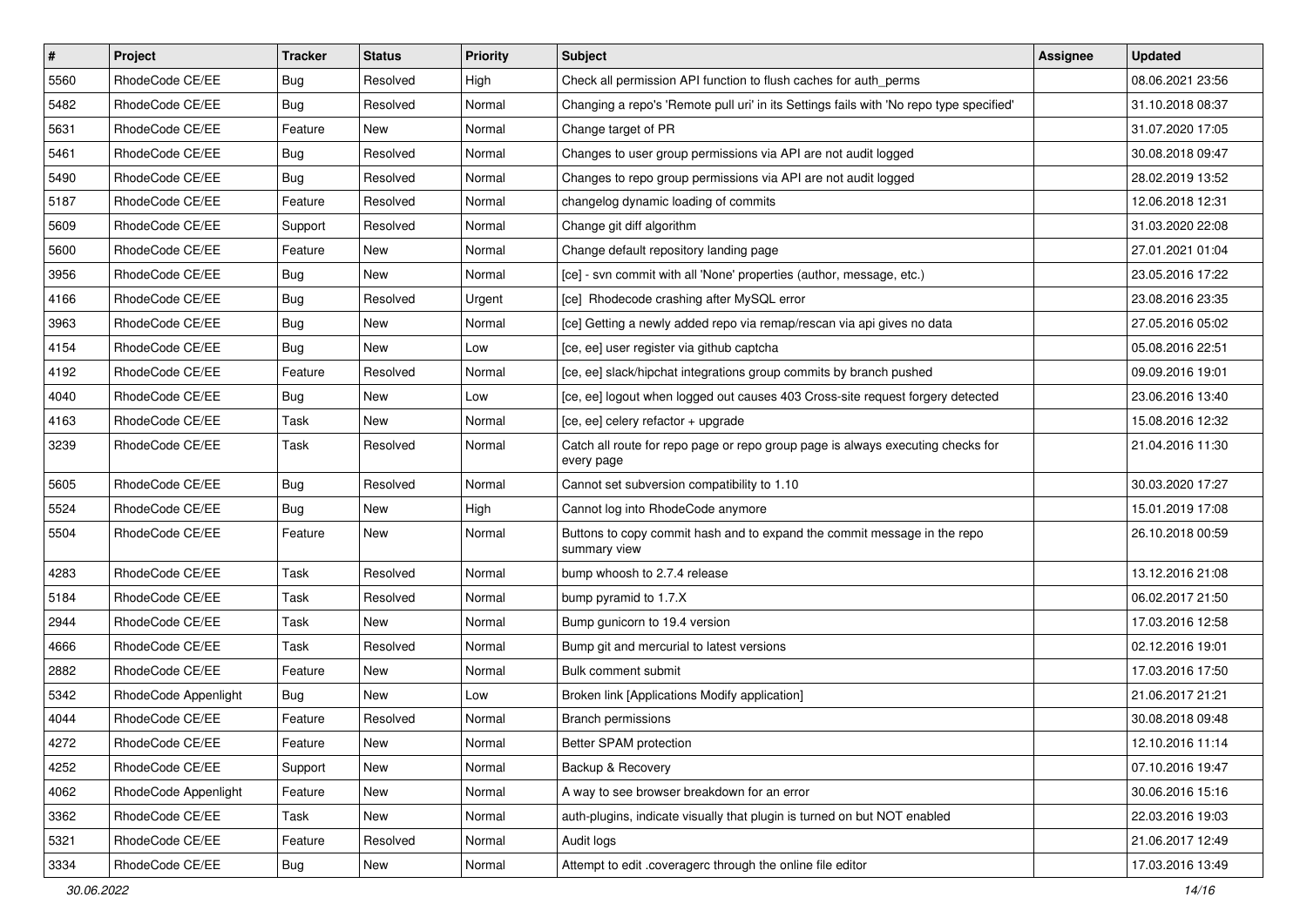| # | Project | Tracker | Status | Priority | Subject | Assignee | Updated |
|---|---|---|---|---|---|---|---|
| 5560 | RhodeCode CE/EE | Bug | Resolved | High | Check all permission API function to flush caches for auth_perms | | 08.06.2021 23:56 |
| 5482 | RhodeCode CE/EE | Bug | Resolved | Normal | Changing a repo's 'Remote pull uri' in its Settings fails with 'No repo type specified' | | 31.10.2018 08:37 |
| 5631 | RhodeCode CE/EE | Feature | New | Normal | Change target of PR | | 31.07.2020 17:05 |
| 5461 | RhodeCode CE/EE | Bug | Resolved | Normal | Changes to user group permissions via API are not audit logged | | 30.08.2018 09:47 |
| 5490 | RhodeCode CE/EE | Bug | Resolved | Normal | Changes to repo group permissions via API are not audit logged | | 28.02.2019 13:52 |
| 5187 | RhodeCode CE/EE | Feature | Resolved | Normal | changelog dynamic loading of commits | | 12.06.2018 12:31 |
| 5609 | RhodeCode CE/EE | Support | Resolved | Normal | Change git diff algorithm | | 31.03.2020 22:08 |
| 5600 | RhodeCode CE/EE | Feature | New | Normal | Change default repository landing page | | 27.01.2021 01:04 |
| 3956 | RhodeCode CE/EE | Bug | New | Normal | [ce] - svn commit with all 'None' properties (author, message, etc.) | | 23.05.2016 17:22 |
| 4166 | RhodeCode CE/EE | Bug | Resolved | Urgent | [ce] Rhodecode crashing after MySQL error | | 23.08.2016 23:35 |
| 3963 | RhodeCode CE/EE | Bug | New | Normal | [ce] Getting a newly added repo via remap/rescan via api gives no data | | 27.05.2016 05:02 |
| 4154 | RhodeCode CE/EE | Bug | New | Low | [ce, ee] user register via github captcha | | 05.08.2016 22:51 |
| 4192 | RhodeCode CE/EE | Feature | Resolved | Normal | [ce, ee] slack/hipchat integrations group commits by branch pushed | | 09.09.2016 19:01 |
| 4040 | RhodeCode CE/EE | Bug | New | Low | [ce, ee] logout when logged out causes 403 Cross-site request forgery detected | | 23.06.2016 13:40 |
| 4163 | RhodeCode CE/EE | Task | New | Normal | [ce, ee] celery refactor + upgrade | | 15.08.2016 12:32 |
| 3239 | RhodeCode CE/EE | Task | Resolved | Normal | Catch all route for repo page or repo group page is always executing checks for every page | | 21.04.2016 11:30 |
| 5605 | RhodeCode CE/EE | Bug | Resolved | Normal | Cannot set subversion compatibility to 1.10 | | 30.03.2020 17:27 |
| 5524 | RhodeCode CE/EE | Bug | New | High | Cannot log into RhodeCode anymore | | 15.01.2019 17:08 |
| 5504 | RhodeCode CE/EE | Feature | New | Normal | Buttons to copy commit hash and to expand the commit message in the repo summary view | | 26.10.2018 00:59 |
| 4283 | RhodeCode CE/EE | Task | Resolved | Normal | bump whoosh to 2.7.4 release | | 13.12.2016 21:08 |
| 5184 | RhodeCode CE/EE | Task | Resolved | Normal | bump pyramid to 1.7.X | | 06.02.2017 21:50 |
| 2944 | RhodeCode CE/EE | Task | New | Normal | Bump gunicorn to 19.4 version | | 17.03.2016 12:58 |
| 4666 | RhodeCode CE/EE | Task | Resolved | Normal | Bump git and mercurial to latest versions | | 02.12.2016 19:01 |
| 2882 | RhodeCode CE/EE | Feature | New | Normal | Bulk comment submit | | 17.03.2016 17:50 |
| 5342 | RhodeCode Appenlight | Bug | New | Low | Broken link [Applications Modify application] | | 21.06.2017 21:21 |
| 4044 | RhodeCode CE/EE | Feature | Resolved | Normal | Branch permissions | | 30.08.2018 09:48 |
| 4272 | RhodeCode CE/EE | Feature | New | Normal | Better SPAM protection | | 12.10.2016 11:14 |
| 4252 | RhodeCode CE/EE | Support | New | Normal | Backup & Recovery | | 07.10.2016 19:47 |
| 4062 | RhodeCode Appenlight | Feature | New | Normal | A way to see browser breakdown for an error | | 30.06.2016 15:16 |
| 3362 | RhodeCode CE/EE | Task | New | Normal | auth-plugins, indicate visually that plugin is turned on but NOT enabled | | 22.03.2016 19:03 |
| 5321 | RhodeCode CE/EE | Feature | Resolved | Normal | Audit logs | | 21.06.2017 12:49 |
| 3334 | RhodeCode CE/EE | Bug | New | Normal | Attempt to edit .coveragerc through the online file editor | | 17.03.2016 13:49 |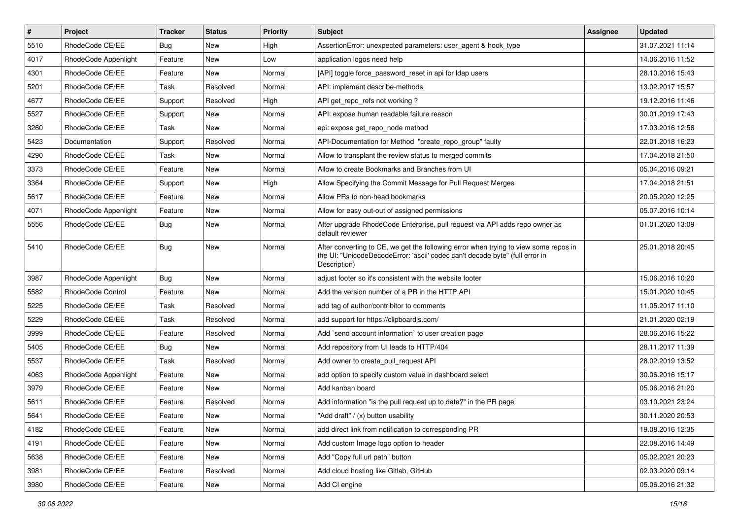| # | Project | Tracker | Status | Priority | Subject | Assignee | Updated |
|---|---|---|---|---|---|---|---|
| 5510 | RhodeCode CE/EE | Bug | New | High | AssertionError: unexpected parameters: user_agent & hook_type | | 31.07.2021 11:14 |
| 4017 | RhodeCode Appenlight | Feature | New | Low | application logos need help | | 14.06.2016 11:52 |
| 4301 | RhodeCode CE/EE | Feature | New | Normal | [API] toggle force_password_reset in api for ldap users | | 28.10.2016 15:43 |
| 5201 | RhodeCode CE/EE | Task | Resolved | Normal | API: implement describe-methods | | 13.02.2017 15:57 |
| 4677 | RhodeCode CE/EE | Support | Resolved | High | API get_repo_refs not working ? | | 19.12.2016 11:46 |
| 5527 | RhodeCode CE/EE | Support | New | Normal | API: expose human readable failure reason | | 30.01.2019 17:43 |
| 3260 | RhodeCode CE/EE | Task | New | Normal | api: expose get_repo_node method | | 17.03.2016 12:56 |
| 5423 | Documentation | Support | Resolved | Normal | API-Documentation for Method "create_repo_group" faulty | | 22.01.2018 16:23 |
| 4290 | RhodeCode CE/EE | Task | New | Normal | Allow to transplant the review status to merged commits | | 17.04.2018 21:50 |
| 3373 | RhodeCode CE/EE | Feature | New | Normal | Allow to create Bookmarks and Branches from UI | | 05.04.2016 09:21 |
| 3364 | RhodeCode CE/EE | Support | New | High | Allow Specifying the Commit Message for Pull Request Merges | | 17.04.2018 21:51 |
| 5617 | RhodeCode CE/EE | Feature | New | Normal | Allow PRs to non-head bookmarks | | 20.05.2020 12:25 |
| 4071 | RhodeCode Appenlight | Feature | New | Normal | Allow for easy out-out of assigned permissions | | 05.07.2016 10:14 |
| 5556 | RhodeCode CE/EE | Bug | New | Normal | After upgrade RhodeCode Enterprise, pull request via API adds repo owner as default reviewer | | 01.01.2020 13:09 |
| 5410 | RhodeCode CE/EE | Bug | New | Normal | After converting to CE, we get the following error when trying to view some repos in the UI: "UnicodeDecodeError: 'ascii' codec can't decode byte" (full error in Description) | | 25.01.2018 20:45 |
| 3987 | RhodeCode Appenlight | Bug | New | Normal | adjust footer so it's consistent with the website footer | | 15.06.2016 10:20 |
| 5582 | RhodeCode Control | Feature | New | Normal | Add the version number of a PR in the HTTP API | | 15.01.2020 10:45 |
| 5225 | RhodeCode CE/EE | Task | Resolved | Normal | add tag of author/contribitor to comments | | 11.05.2017 11:10 |
| 5229 | RhodeCode CE/EE | Task | Resolved | Normal | add support for https://clipboardjs.com/ | | 21.01.2020 02:19 |
| 3999 | RhodeCode CE/EE | Feature | Resolved | Normal | Add `send account information` to user creation page | | 28.06.2016 15:22 |
| 5405 | RhodeCode CE/EE | Bug | New | Normal | Add repository from UI leads to HTTP/404 | | 28.11.2017 11:39 |
| 5537 | RhodeCode CE/EE | Task | Resolved | Normal | Add owner to create_pull_request API | | 28.02.2019 13:52 |
| 4063 | RhodeCode Appenlight | Feature | New | Normal | add option to specify custom value in dashboard select | | 30.06.2016 15:17 |
| 3979 | RhodeCode CE/EE | Feature | New | Normal | Add kanban board | | 05.06.2016 21:20 |
| 5611 | RhodeCode CE/EE | Feature | Resolved | Normal | Add information "is the pull request up to date?" in the PR page | | 03.10.2021 23:24 |
| 5641 | RhodeCode CE/EE | Feature | New | Normal | "Add draft" / (x) button usability | | 30.11.2020 20:53 |
| 4182 | RhodeCode CE/EE | Feature | New | Normal | add direct link from notification to corresponding PR | | 19.08.2016 12:35 |
| 4191 | RhodeCode CE/EE | Feature | New | Normal | Add custom Image logo option to header | | 22.08.2016 14:49 |
| 5638 | RhodeCode CE/EE | Feature | New | Normal | Add "Copy full url path" button | | 05.02.2021 20:23 |
| 3981 | RhodeCode CE/EE | Feature | Resolved | Normal | Add cloud hosting like Gitlab, GitHub | | 02.03.2020 09:14 |
| 3980 | RhodeCode CE/EE | Feature | New | Normal | Add CI engine | | 05.06.2016 21:32 |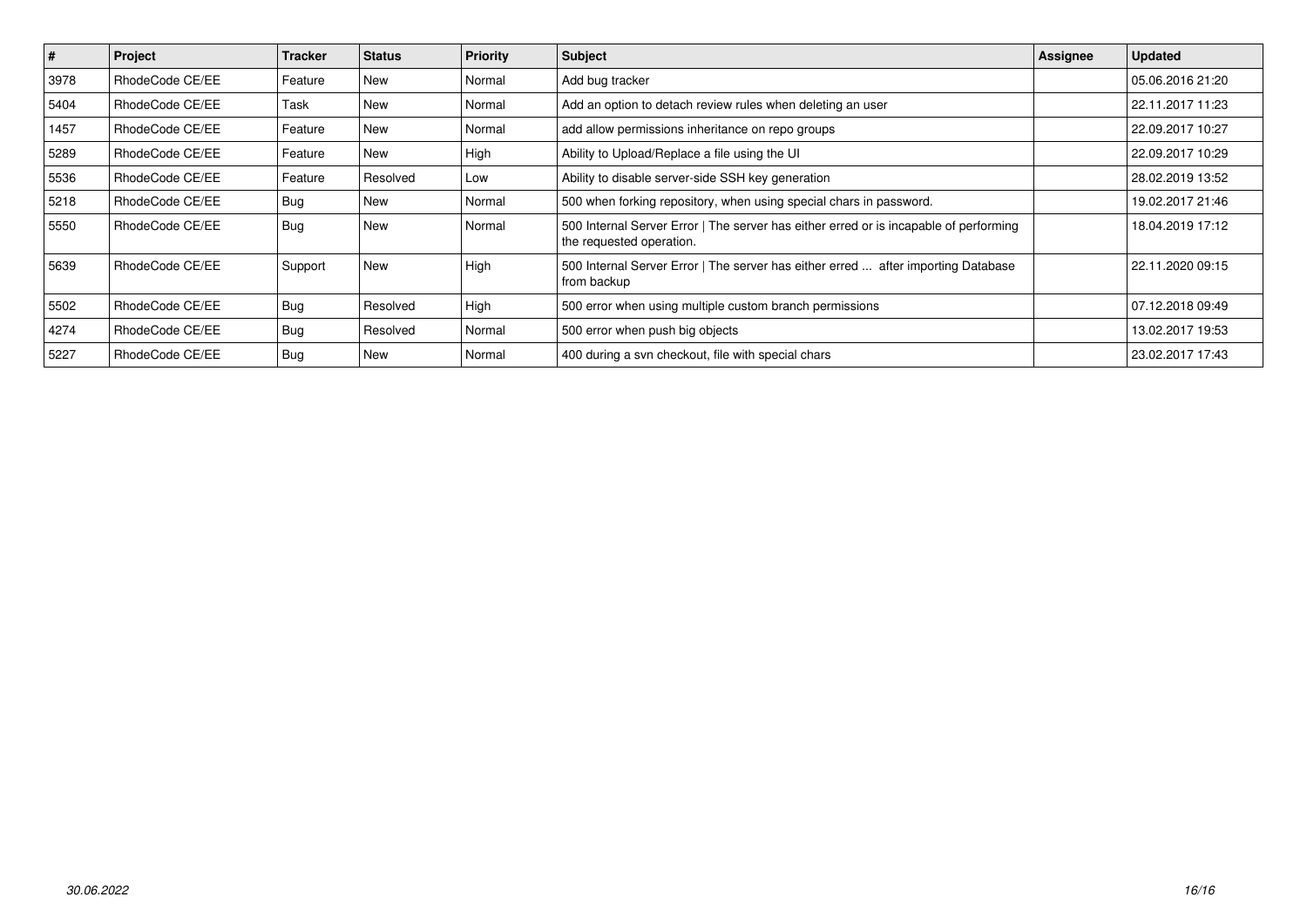| # | Project | Tracker | Status | Priority | Subject | Assignee | Updated |
|---|---|---|---|---|---|---|---|
| 3978 | RhodeCode CE/EE | Feature | New | Normal | Add bug tracker | | 05.06.2016 21:20 |
| 5404 | RhodeCode CE/EE | Task | New | Normal | Add an option to detach review rules when deleting an user | | 22.11.2017 11:23 |
| 1457 | RhodeCode CE/EE | Feature | New | Normal | add allow permissions inheritance on repo groups | | 22.09.2017 10:27 |
| 5289 | RhodeCode CE/EE | Feature | New | High | Ability to Upload/Replace a file using the UI | | 22.09.2017 10:29 |
| 5536 | RhodeCode CE/EE | Feature | Resolved | Low | Ability to disable server-side SSH key generation | | 28.02.2019 13:52 |
| 5218 | RhodeCode CE/EE | Bug | New | Normal | 500 when forking repository, when using special chars in password. | | 19.02.2017 21:46 |
| 5550 | RhodeCode CE/EE | Bug | New | Normal | 500 Internal Server Error \| The server has either erred or is incapable of performing the requested operation. | | 18.04.2019 17:12 |
| 5639 | RhodeCode CE/EE | Support | New | High | 500 Internal Server Error \| The server has either erred ... after importing Database from backup | | 22.11.2020 09:15 |
| 5502 | RhodeCode CE/EE | Bug | Resolved | High | 500 error when using multiple custom branch permissions | | 07.12.2018 09:49 |
| 4274 | RhodeCode CE/EE | Bug | Resolved | Normal | 500 error when push big objects | | 13.02.2017 19:53 |
| 5227 | RhodeCode CE/EE | Bug | New | Normal | 400 during a svn checkout, file with special chars | | 23.02.2017 17:43 |